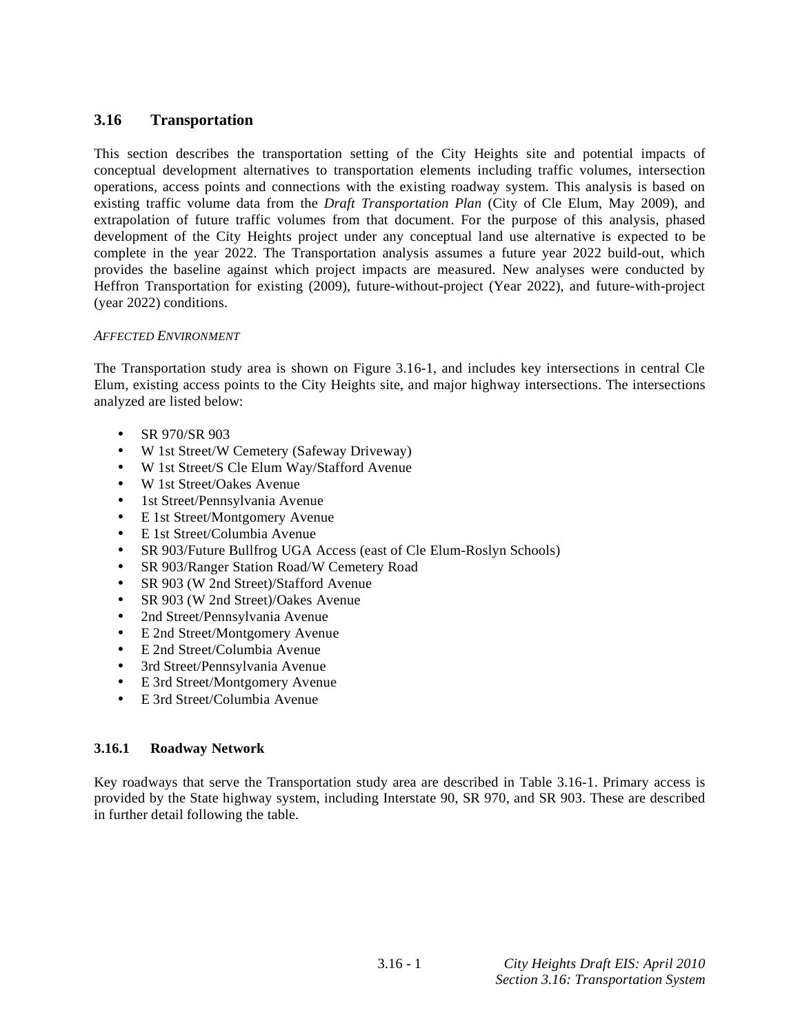## 3.16 Transportation

This section describes the transportation setting of the City Heights site and potential impacts of conceptual development alternatives to transportation elements including traffic volumes, intersection operations, access points and connections with the existing roadway system. This analysis is based on existing traffic volume data from the *Draft Transportation Plan* (City of Cle Elum, May 2009), and extrapolation of future traffic volumes from that document. For the purpose of this analysis, phased development of the City Heights project under any conceptual land use alternative is expected to be complete in the year 2022. The Transportation analysis assumes a future year 2022 build-out, which provides the baseline against which project impacts are measured. New analyses were conducted by Heffron Transportation for existing (2009), future-without-project (Year 2022), and future-with-project (year 2022) conditions.

*AFFECTED ENVIRONMENT*

The Transportation study area is shown on Figure 3.16-1, and includes key intersections in central Cle Elum, existing access points to the City Heights site, and major highway intersections. The intersections analyzed are listed below:

- SR 970/SR 903
- W 1st Street/W Cemetery (Safeway Driveway)
- W 1st Street/S Cle Elum Way/Stafford Avenue
- W 1st Street/Oakes Avenue
- 1st Street/Pennsylvania Avenue
- E 1st Street/Montgomery Avenue
- E 1st Street/Columbia Avenue
- SR 903/Future Bullfrog UGA Access (east of Cle Elum-Roslyn Schools)
- SR 903/Ranger Station Road/W Cemetery Road
- SR 903 (W 2nd Street)/Stafford Avenue
- SR 903 (W 2nd Street)/Oakes Avenue
- 2nd Street/Pennsylvania Avenue
- E 2nd Street/Montgomery Avenue
- E 2nd Street/Columbia Avenue
- 3rd Street/Pennsylvania Avenue
- E 3rd Street/Montgomery Avenue
- E 3rd Street/Columbia Avenue

### 3.16.1 Roadway Network

Key roadways that serve the Transportation study area are described in Table 3.16-1. Primary access is provided by the State highway system, including Interstate 90, SR 970, and SR 903. These are described in further detail following the table.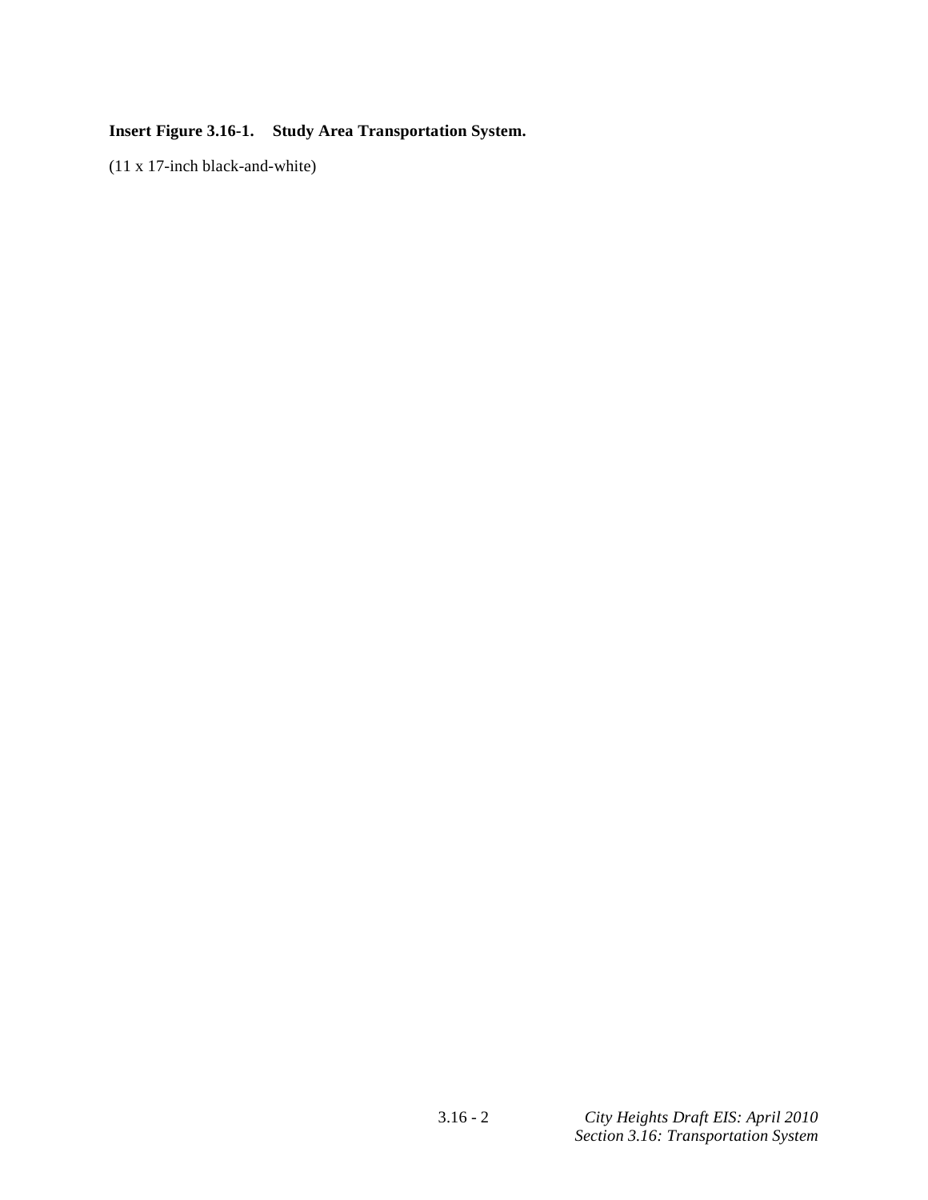**Insert Figure 3.16-1.    Study Area Transportation System.**

(11 x 17-inch black-and-white)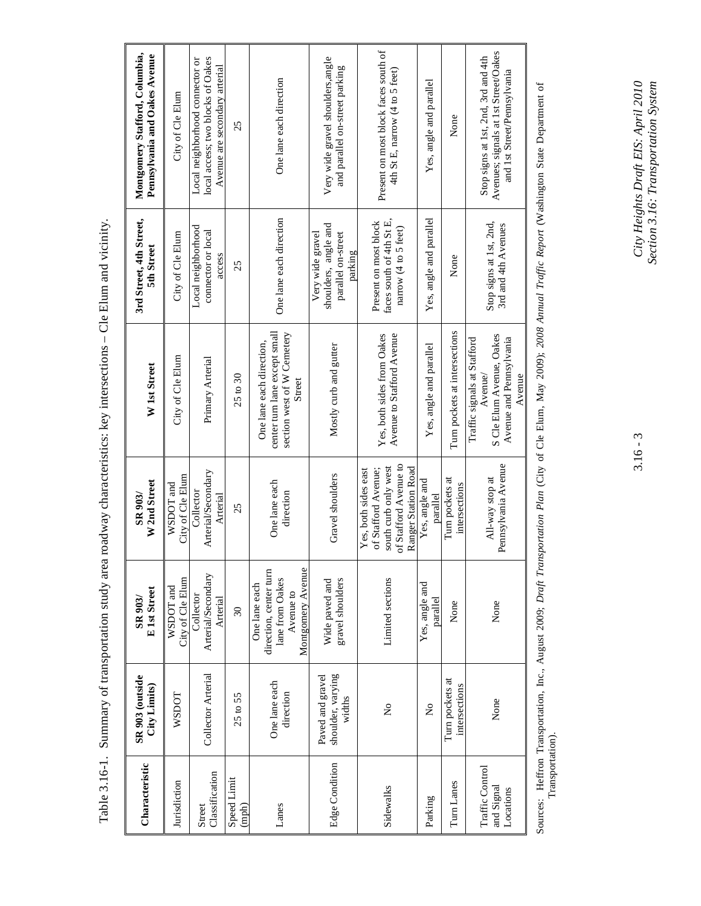Table 3.16-1. Summary of transportation study area roadway characteristics: key intersections – Cle Elum and vicinity.

| Characteristic | SR 903 (outside City Limits) | SR 903/ E 1st Street | SR 903/ W 2nd Street | W 1st Street | 3rd Street, 4th Street, 5th Street | Montgomery Stafford, Columbia, Pennsylvania and Oakes Avenue |
|---|---|---|---|---|---|---|
| Jurisdiction | WSDOT | WSDOT and City of Cle Elum | WSDOT and City of Cle Elum | City of Cle Elum | City of Cle Elum | City of Cle Elum |
| Street Classification | Collector Arterial | Collector Arterial/Secondary Arterial | Collector Arterial/Secondary Arterial | Primary Arterial | Local neighborhood connector or local access | Local neighborhood connector or local access; two blocks of Oakes Avenue are secondary arterial |
| Speed Limit (mph) | 25 to 55 | 30 | 25 | 25 to 30 | 25 | 25 |
| Lanes | One lane each direction | One lane each direction, center turn lane from Oakes Avenue to Montgomery Avenue | One lane each direction | One lane each direction, center turn lane except small section west of W Cemetery Street | One lane each direction | One lane each direction |
| Edge Condition | Paved and gravel shoulder, varying widths | Wide paved and gravel shoulders | Gravel shoulders | Mostly curb and gutter | Very wide gravel shoulders, angle and parallel on-street parking | Very wide gravel shoulders,angle and parallel on-street parking |
| Sidewalks | No | Limited sections | Yes, both sides east of Stafford Avenue; south curb only west of Stafford Avenue to Ranger Station Road | Yes, both sides from Oakes Avenue to Stafford Avenue | Present on most block faces south of 4th St E, narrow (4 to 5 feet) | Present on most block faces south of 4th St E, narrow (4 to 5 feet) |
| Parking | No | Yes, angle and parallel | Yes, angle and parallel | Yes, angle and parallel | Yes, angle and parallel | Yes, angle and parallel |
| Turn Lanes | Turn pockets at intersections | None | Turn pockets at intersections | Turn pockets at intersections | None | None |
| Traffic Control and Signal Locations | None | None | All-way stop at Pennsylvania Avenue | Traffic signals at Stafford Avenue/ S Cle Elum Avenue, Oakes Avenue and Pennsylvania Avenue | Stop signs at 1st, 2nd, 3rd and 4th Avenues | Stop signs at 1st, 2nd, 3rd and 4th Avenues; signals at 1st Street/Oakes and 1st Street/Pennsylvania |

Sources: Heffron Transportation, Inc., August 2009; *Draft Transportation Plan* (City of Cle Elum, May 2009); *2008 Annual Traffic Report* (Washington State Department of Transportation).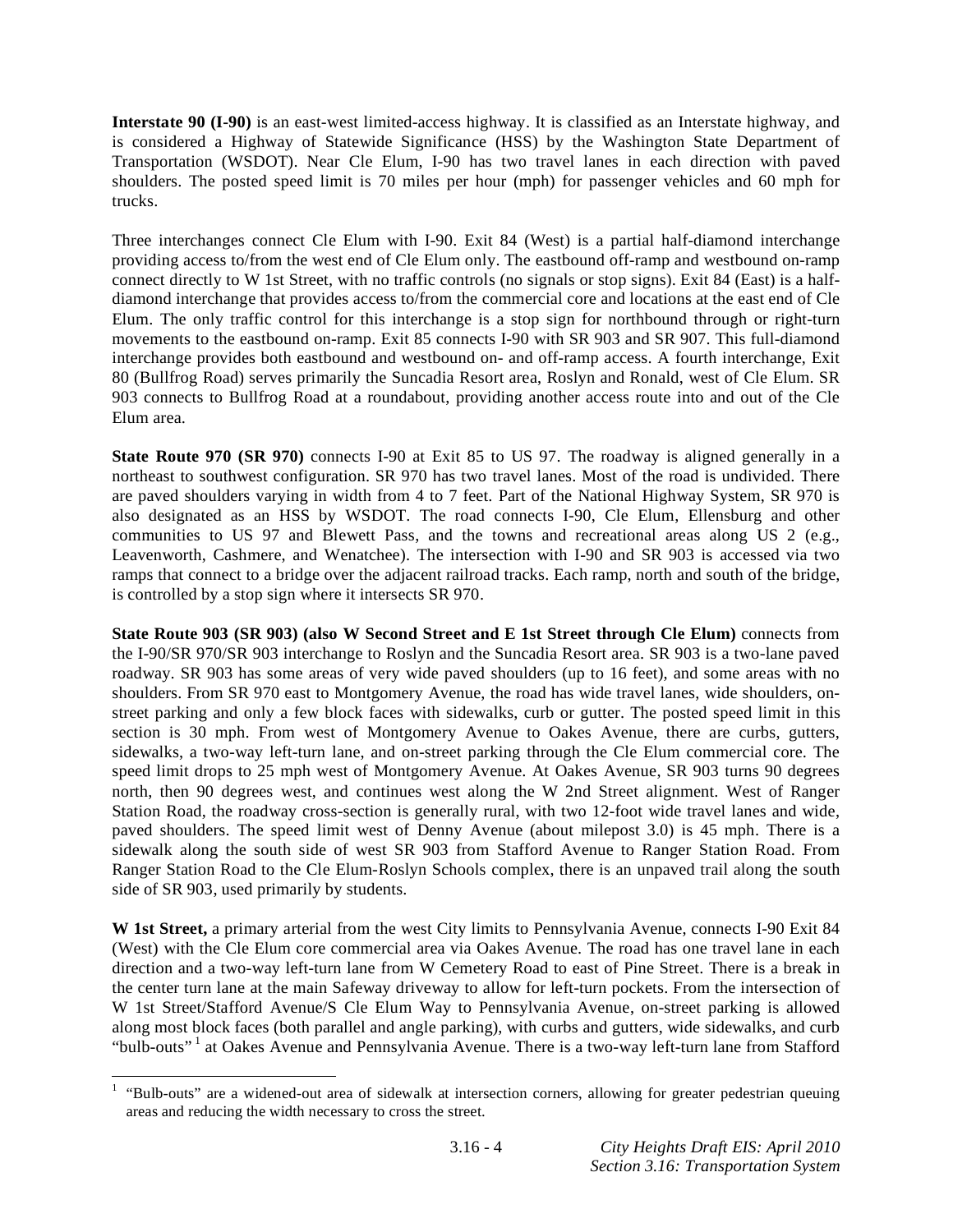**Interstate 90 (I-90)** is an east-west limited-access highway. It is classified as an Interstate highway, and is considered a Highway of Statewide Significance (HSS) by the Washington State Department of Transportation (WSDOT). Near Cle Elum, I-90 has two travel lanes in each direction with paved shoulders. The posted speed limit is 70 miles per hour (mph) for passenger vehicles and 60 mph for trucks.

Three interchanges connect Cle Elum with I-90. Exit 84 (West) is a partial half-diamond interchange providing access to/from the west end of Cle Elum only. The eastbound off-ramp and westbound on-ramp connect directly to W 1st Street, with no traffic controls (no signals or stop signs). Exit 84 (East) is a half-diamond interchange that provides access to/from the commercial core and locations at the east end of Cle Elum. The only traffic control for this interchange is a stop sign for northbound through or right-turn movements to the eastbound on-ramp. Exit 85 connects I-90 with SR 903 and SR 907. This full-diamond interchange provides both eastbound and westbound on- and off-ramp access. A fourth interchange, Exit 80 (Bullfrog Road) serves primarily the Suncadia Resort area, Roslyn and Ronald, west of Cle Elum. SR 903 connects to Bullfrog Road at a roundabout, providing another access route into and out of the Cle Elum area.

**State Route 970 (SR 970)** connects I-90 at Exit 85 to US 97. The roadway is aligned generally in a northeast to southwest configuration. SR 970 has two travel lanes. Most of the road is undivided. There are paved shoulders varying in width from 4 to 7 feet. Part of the National Highway System, SR 970 is also designated as an HSS by WSDOT. The road connects I-90, Cle Elum, Ellensburg and other communities to US 97 and Blewett Pass, and the towns and recreational areas along US 2 (e.g., Leavenworth, Cashmere, and Wenatchee). The intersection with I-90 and SR 903 is accessed via two ramps that connect to a bridge over the adjacent railroad tracks. Each ramp, north and south of the bridge, is controlled by a stop sign where it intersects SR 970.

**State Route 903 (SR 903) (also W Second Street and E 1st Street through Cle Elum)** connects from the I-90/SR 970/SR 903 interchange to Roslyn and the Suncadia Resort area. SR 903 is a two-lane paved roadway. SR 903 has some areas of very wide paved shoulders (up to 16 feet), and some areas with no shoulders. From SR 970 east to Montgomery Avenue, the road has wide travel lanes, wide shoulders, on-street parking and only a few block faces with sidewalks, curb or gutter. The posted speed limit in this section is 30 mph. From west of Montgomery Avenue to Oakes Avenue, there are curbs, gutters, sidewalks, a two-way left-turn lane, and on-street parking through the Cle Elum commercial core. The speed limit drops to 25 mph west of Montgomery Avenue. At Oakes Avenue, SR 903 turns 90 degrees north, then 90 degrees west, and continues west along the W 2nd Street alignment. West of Ranger Station Road, the roadway cross-section is generally rural, with two 12-foot wide travel lanes and wide, paved shoulders. The speed limit west of Denny Avenue (about milepost 3.0) is 45 mph. There is a sidewalk along the south side of west SR 903 from Stafford Avenue to Ranger Station Road. From Ranger Station Road to the Cle Elum-Roslyn Schools complex, there is an unpaved trail along the south side of SR 903, used primarily by students.

**W 1st Street,** a primary arterial from the west City limits to Pennsylvania Avenue, connects I-90 Exit 84 (West) with the Cle Elum core commercial area via Oakes Avenue. The road has one travel lane in each direction and a two-way left-turn lane from W Cemetery Road to east of Pine Street. There is a break in the center turn lane at the main Safeway driveway to allow for left-turn pockets. From the intersection of W 1st Street/Stafford Avenue/S Cle Elum Way to Pennsylvania Avenue, on-street parking is allowed along most block faces (both parallel and angle parking), with curbs and gutters, wide sidewalks, and curb "bulb-outs" [1] at Oakes Avenue and Pennsylvania Avenue. There is a two-way left-turn lane from Stafford

[1] "Bulb-outs" are a widened-out area of sidewalk at intersection corners, allowing for greater pedestrian queuing areas and reducing the width necessary to cross the street.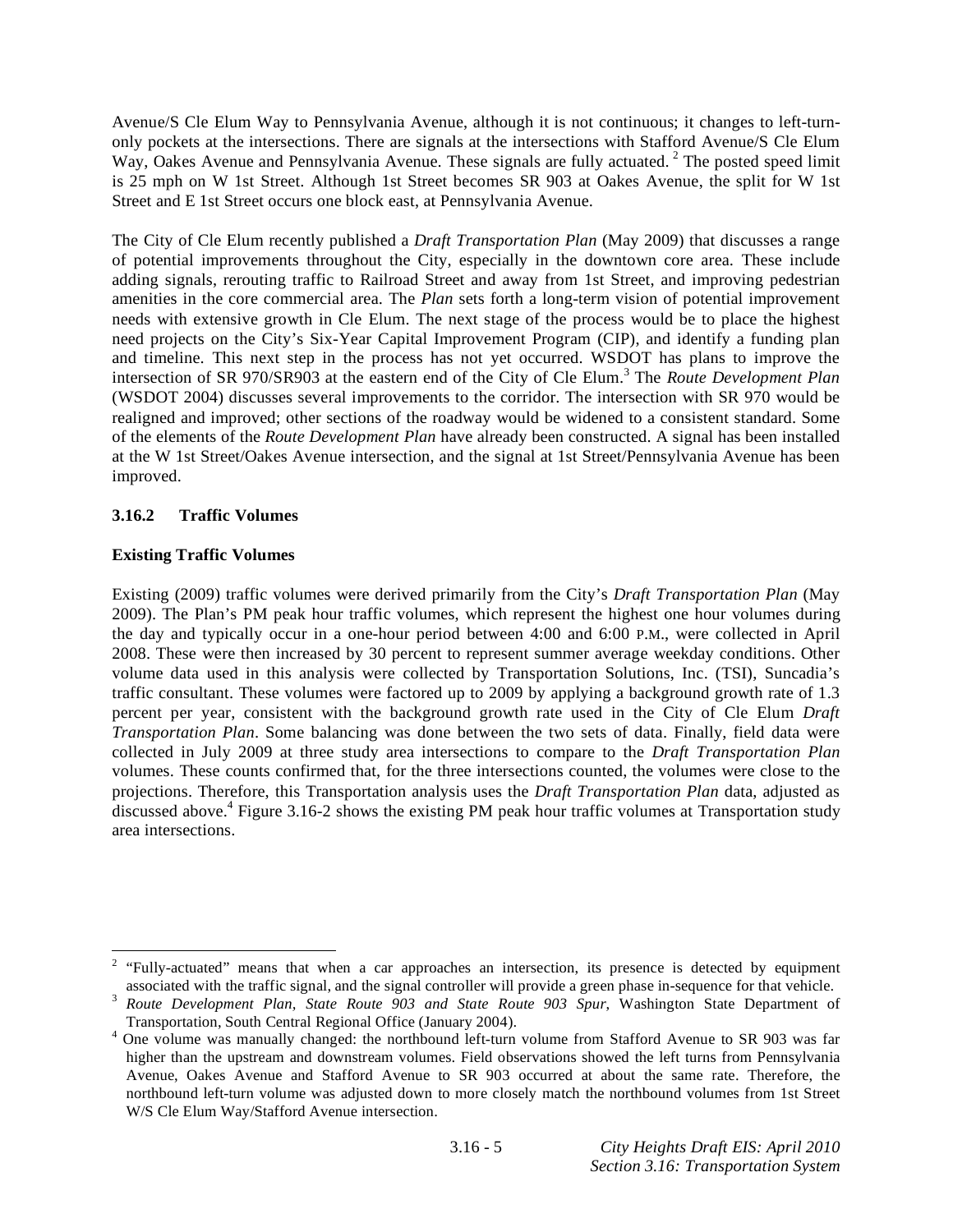Avenue/S Cle Elum Way to Pennsylvania Avenue, although it is not continuous; it changes to left-turn-only pockets at the intersections. There are signals at the intersections with Stafford Avenue/S Cle Elum Way, Oakes Avenue and Pennsylvania Avenue. These signals are fully actuated. [2] The posted speed limit is 25 mph on W 1st Street. Although 1st Street becomes SR 903 at Oakes Avenue, the split for W 1st Street and E 1st Street occurs one block east, at Pennsylvania Avenue.

The City of Cle Elum recently published a *Draft Transportation Plan* (May 2009) that discusses a range of potential improvements throughout the City, especially in the downtown core area. These include adding signals, rerouting traffic to Railroad Street and away from 1st Street, and improving pedestrian amenities in the core commercial area. The *Plan* sets forth a long-term vision of potential improvement needs with extensive growth in Cle Elum. The next stage of the process would be to place the highest need projects on the City's Six-Year Capital Improvement Program (CIP), and identify a funding plan and timeline. This next step in the process has not yet occurred. WSDOT has plans to improve the intersection of SR 970/SR903 at the eastern end of the City of Cle Elum.[3] The *Route Development Plan* (WSDOT 2004) discusses several improvements to the corridor. The intersection with SR 970 would be realigned and improved; other sections of the roadway would be widened to a consistent standard. Some of the elements of the *Route Development Plan* have already been constructed. A signal has been installed at the W 1st Street/Oakes Avenue intersection, and the signal at 1st Street/Pennsylvania Avenue has been improved.

### 3.16.2 Traffic Volumes

**Existing Traffic Volumes**

Existing (2009) traffic volumes were derived primarily from the City's *Draft Transportation Plan* (May 2009). The Plan's PM peak hour traffic volumes, which represent the highest one hour volumes during the day and typically occur in a one-hour period between 4:00 and 6:00 P.M., were collected in April 2008. These were then increased by 30 percent to represent summer average weekday conditions. Other volume data used in this analysis were collected by Transportation Solutions, Inc. (TSI), Suncadia's traffic consultant. These volumes were factored up to 2009 by applying a background growth rate of 1.3 percent per year, consistent with the background growth rate used in the City of Cle Elum *Draft Transportation Plan*. Some balancing was done between the two sets of data. Finally, field data were collected in July 2009 at three study area intersections to compare to the *Draft Transportation Plan* volumes. These counts confirmed that, for the three intersections counted, the volumes were close to the projections. Therefore, this Transportation analysis uses the *Draft Transportation Plan* data, adjusted as discussed above.[4] Figure 3.16-2 shows the existing PM peak hour traffic volumes at Transportation study area intersections.

---

[2] "Fully-actuated" means that when a car approaches an intersection, its presence is detected by equipment associated with the traffic signal, and the signal controller will provide a green phase in-sequence for that vehicle.

[3] *Route Development Plan, State Route 903 and State Route 903 Spur*, Washington State Department of Transportation, South Central Regional Office (January 2004).

[4] One volume was manually changed: the northbound left-turn volume from Stafford Avenue to SR 903 was far higher than the upstream and downstream volumes. Field observations showed the left turns from Pennsylvania Avenue, Oakes Avenue and Stafford Avenue to SR 903 occurred at about the same rate. Therefore, the northbound left-turn volume was adjusted down to more closely match the northbound volumes from 1st Street W/S Cle Elum Way/Stafford Avenue intersection.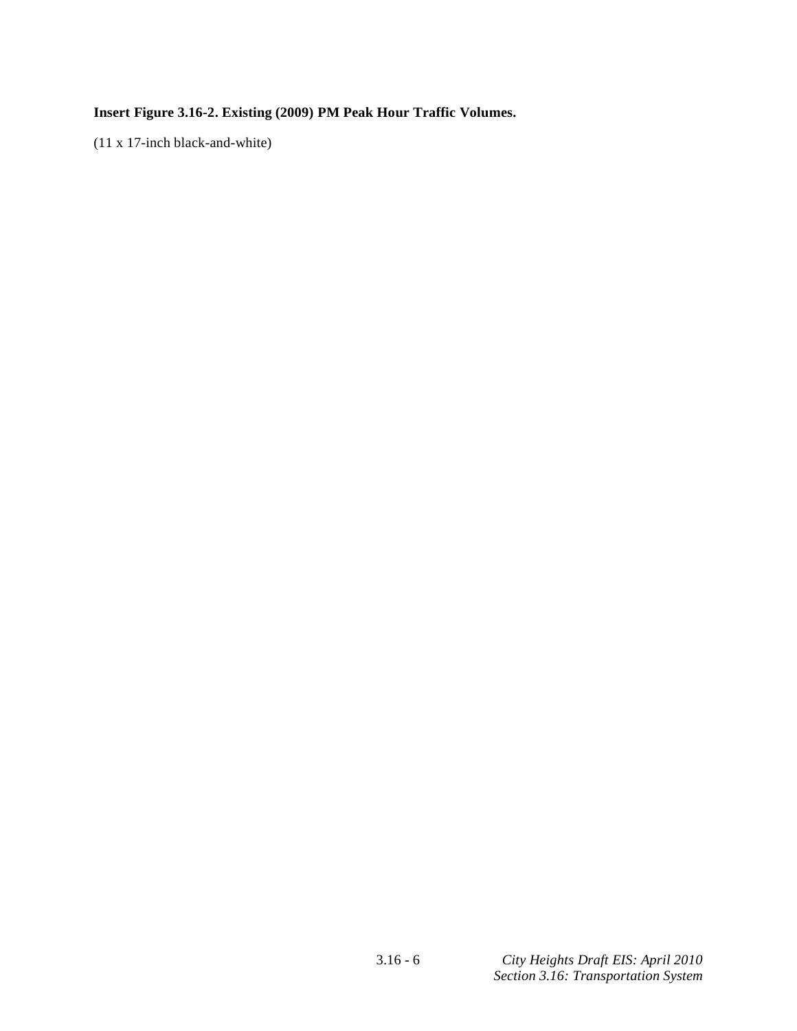**Insert Figure 3.16-2. Existing (2009) PM Peak Hour Traffic Volumes.**

(11 x 17-inch black-and-white)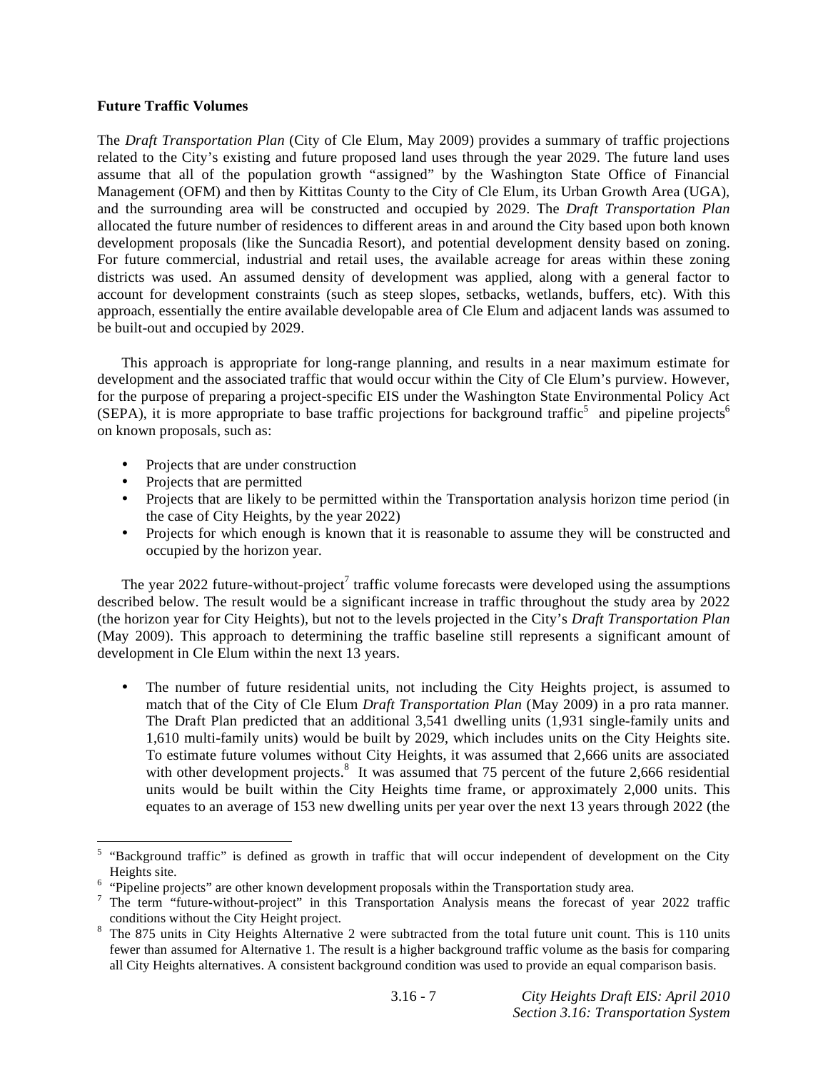**Future Traffic Volumes**

The *Draft Transportation Plan* (City of Cle Elum, May 2009) provides a summary of traffic projections related to the City's existing and future proposed land uses through the year 2029. The future land uses assume that all of the population growth "assigned" by the Washington State Office of Financial Management (OFM) and then by Kittitas County to the City of Cle Elum, its Urban Growth Area (UGA), and the surrounding area will be constructed and occupied by 2029. The *Draft Transportation Plan* allocated the future number of residences to different areas in and around the City based upon both known development proposals (like the Suncadia Resort), and potential development density based on zoning. For future commercial, industrial and retail uses, the available acreage for areas within these zoning districts was used. An assumed density of development was applied, along with a general factor to account for development constraints (such as steep slopes, setbacks, wetlands, buffers, etc). With this approach, essentially the entire available developable area of Cle Elum and adjacent lands was assumed to be built-out and occupied by 2029.

This approach is appropriate for long-range planning, and results in a near maximum estimate for development and the associated traffic that would occur within the City of Cle Elum's purview. However, for the purpose of preparing a project-specific EIS under the Washington State Environmental Policy Act (SEPA), it is more appropriate to base traffic projections for background traffic[5] and pipeline projects[6] on known proposals, such as:

- Projects that are under construction
- Projects that are permitted
- Projects that are likely to be permitted within the Transportation analysis horizon time period (in the case of City Heights, by the year 2022)
- Projects for which enough is known that it is reasonable to assume they will be constructed and occupied by the horizon year.

The year 2022 future-without-project[7] traffic volume forecasts were developed using the assumptions described below. The result would be a significant increase in traffic throughout the study area by 2022 (the horizon year for City Heights), but not to the levels projected in the City's *Draft Transportation Plan* (May 2009). This approach to determining the traffic baseline still represents a significant amount of development in Cle Elum within the next 13 years.

- The number of future residential units, not including the City Heights project, is assumed to match that of the City of Cle Elum *Draft Transportation Plan* (May 2009) in a pro rata manner. The Draft Plan predicted that an additional 3,541 dwelling units (1,931 single-family units and 1,610 multi-family units) would be built by 2029, which includes units on the City Heights site. To estimate future volumes without City Heights, it was assumed that 2,666 units are associated with other development projects.[8] It was assumed that 75 percent of the future 2,666 residential units would be built within the City Heights time frame, or approximately 2,000 units. This equates to an average of 153 new dwelling units per year over the next 13 years through 2022 (the

---

[5] "Background traffic" is defined as growth in traffic that will occur independent of development on the City Heights site.

[6] "Pipeline projects" are other known development proposals within the Transportation study area.

[7] The term "future-without-project" in this Transportation Analysis means the forecast of year 2022 traffic conditions without the City Height project.

[8] The 875 units in City Heights Alternative 2 were subtracted from the total future unit count. This is 110 units fewer than assumed for Alternative 1. The result is a higher background traffic volume as the basis for comparing all City Heights alternatives. A consistent background condition was used to provide an equal comparison basis.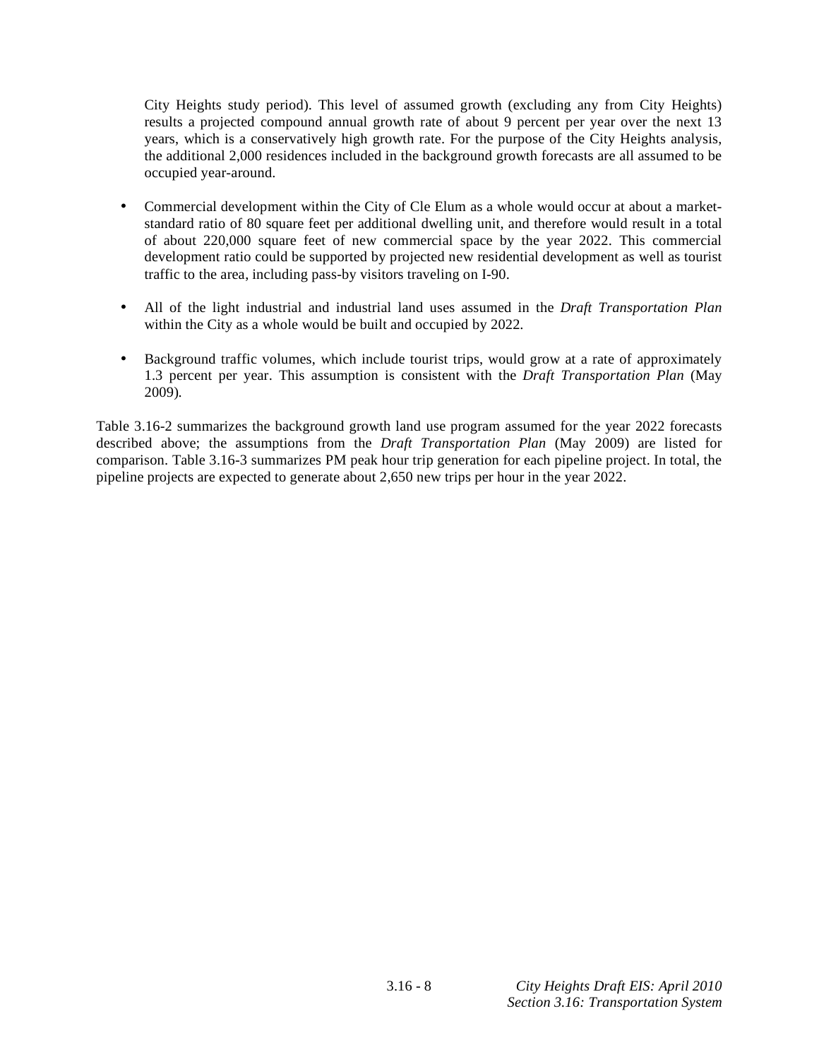City Heights study period). This level of assumed growth (excluding any from City Heights) results a projected compound annual growth rate of about 9 percent per year over the next 13 years, which is a conservatively high growth rate. For the purpose of the City Heights analysis, the additional 2,000 residences included in the background growth forecasts are all assumed to be occupied year-around.

- Commercial development within the City of Cle Elum as a whole would occur at about a market-standard ratio of 80 square feet per additional dwelling unit, and therefore would result in a total of about 220,000 square feet of new commercial space by the year 2022. This commercial development ratio could be supported by projected new residential development as well as tourist traffic to the area, including pass-by visitors traveling on I-90.

- All of the light industrial and industrial land uses assumed in the *Draft Transportation Plan* within the City as a whole would be built and occupied by 2022.

- Background traffic volumes, which include tourist trips, would grow at a rate of approximately 1.3 percent per year. This assumption is consistent with the *Draft Transportation Plan* (May 2009).

Table 3.16-2 summarizes the background growth land use program assumed for the year 2022 forecasts described above; the assumptions from the *Draft Transportation Plan* (May 2009) are listed for comparison. Table 3.16-3 summarizes PM peak hour trip generation for each pipeline project. In total, the pipeline projects are expected to generate about 2,650 new trips per hour in the year 2022.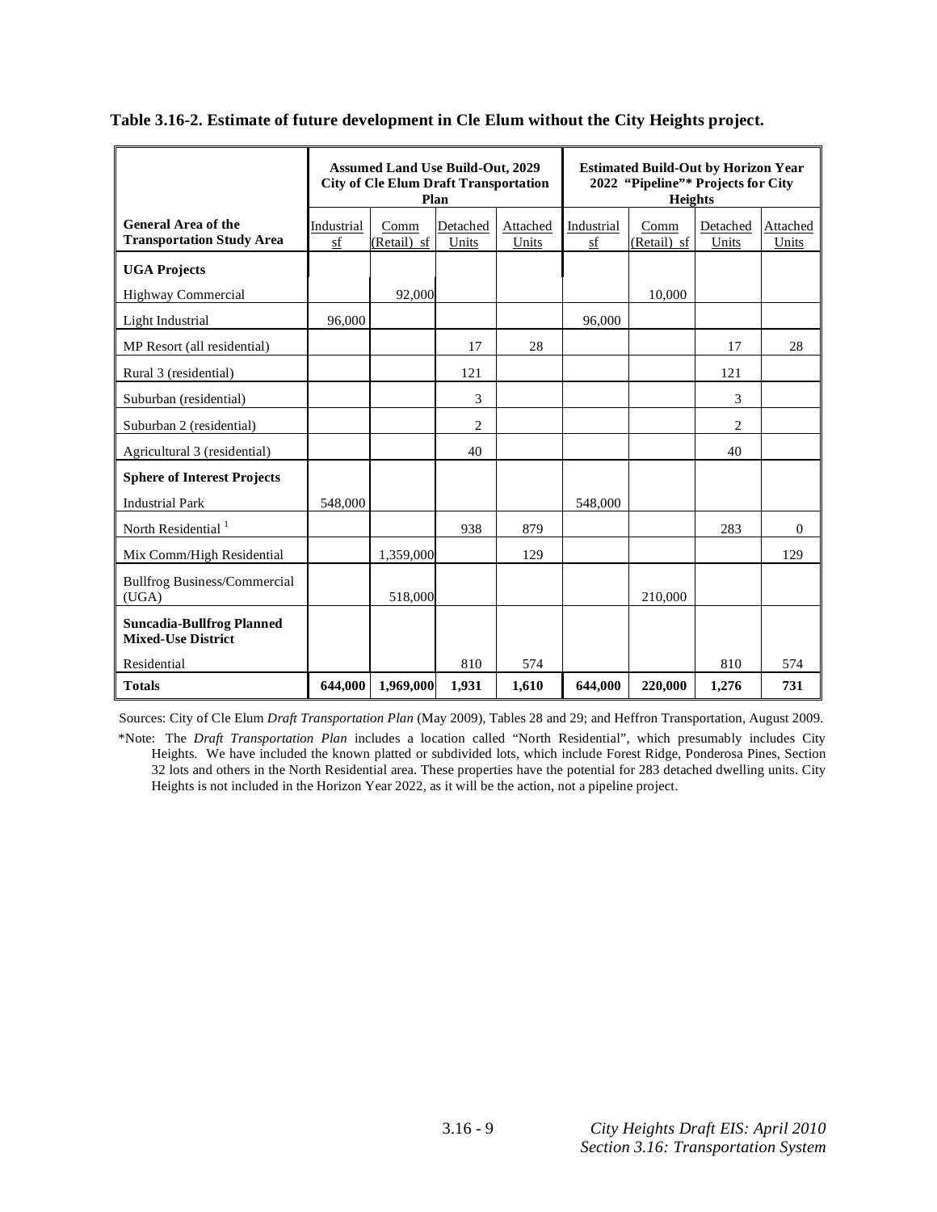**Table 3.16-2. Estimate of future development in Cle Elum without the City Heights project.**

| General Area of the Transportation Study Area | Assumed Land Use Build-Out, 2029 City of Cle Elum Draft Transportation Plan | | | | Estimated Build-Out by Horizon Year 2022 "Pipeline"* Projects for City Heights | | | |
|---|---|---|---|---|---|---|---|---|
| | Industrial sf | Comm (Retail) sf | Detached Units | Attached Units | Industrial sf | Comm (Retail) sf | Detached Units | Attached Units |
| **UGA Projects** | | | | | | | | |
| Highway Commercial | | 92,000 | | | | 10,000 | | |
| Light Industrial | 96,000 | | | | 96,000 | | | |
| MP Resort (all residential) | | | 17 | 28 | | | 17 | 28 |
| Rural 3 (residential) | | | 121 | | | | 121 | |
| Suburban (residential) | | | 3 | | | | 3 | |
| Suburban 2 (residential) | | | 2 | | | | 2 | |
| Agricultural 3 (residential) | | | 40 | | | | 40 | |
| **Sphere of Interest Projects** | | | | | | | | |
| Industrial Park | 548,000 | | | | 548,000 | | | |
| North Residential [1] | | | 938 | 879 | | | 283 | 0 |
| Mix Comm/High Residential | | 1,359,000 | | 129 | | | | 129 |
| Bullfrog Business/Commercial (UGA) | | 518,000 | | | | 210,000 | | |
| **Suncadia-Bullfrog Planned Mixed-Use District** | | | | | | | | |
| Residential | | | 810 | 574 | | | 810 | 574 |
| **Totals** | **644,000** | **1,969,000** | **1,931** | **1,610** | **644,000** | **220,000** | **1,276** | **731** |

Sources: City of Cle Elum *Draft Transportation Plan* (May 2009), Tables 28 and 29; and Heffron Transportation, August 2009.

*Note: The *Draft Transportation Plan* includes a location called "North Residential", which presumably includes City Heights. We have included the known platted or subdivided lots, which include Forest Ridge, Ponderosa Pines, Section 32 lots and others in the North Residential area. These properties have the potential for 283 detached dwelling units. City Heights is not included in the Horizon Year 2022, as it will be the action, not a pipeline project.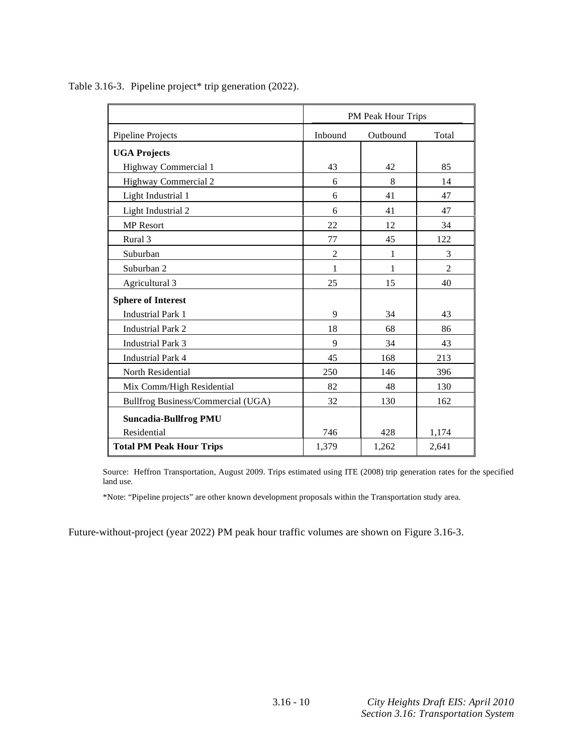Table 3.16-3.  Pipeline project* trip generation (2022).

| | PM Peak Hour Trips | | |
|---|---|---|---|
| Pipeline Projects | Inbound | Outbound | Total |
| **UGA Projects** | | | |
| Highway Commercial 1 | 43 | 42 | 85 |
| Highway Commercial 2 | 6 | 8 | 14 |
| Light Industrial 1 | 6 | 41 | 47 |
| Light Industrial 2 | 6 | 41 | 47 |
| MP Resort | 22 | 12 | 34 |
| Rural 3 | 77 | 45 | 122 |
| Suburban | 2 | 1 | 3 |
| Suburban 2 | 1 | 1 | 2 |
| Agricultural 3 | 25 | 15 | 40 |
| **Sphere of Interest** | | | |
| Industrial Park 1 | 9 | 34 | 43 |
| Industrial Park 2 | 18 | 68 | 86 |
| Industrial Park 3 | 9 | 34 | 43 |
| Industrial Park 4 | 45 | 168 | 213 |
| North Residential | 250 | 146 | 396 |
| Mix Comm/High Residential | 82 | 48 | 130 |
| Bullfrog Business/Commercial (UGA) | 32 | 130 | 162 |
| **Suncadia-Bullfrog PMU** | | | |
| Residential | 746 | 428 | 1,174 |
| **Total PM Peak Hour Trips** | 1,379 | 1,262 | 2,641 |

Source: Heffron Transportation, August 2009. Trips estimated using ITE (2008) trip generation rates for the specified land use.

*Note: "Pipeline projects" are other known development proposals within the Transportation study area.

Future-without-project (year 2022) PM peak hour traffic volumes are shown on Figure 3.16-3.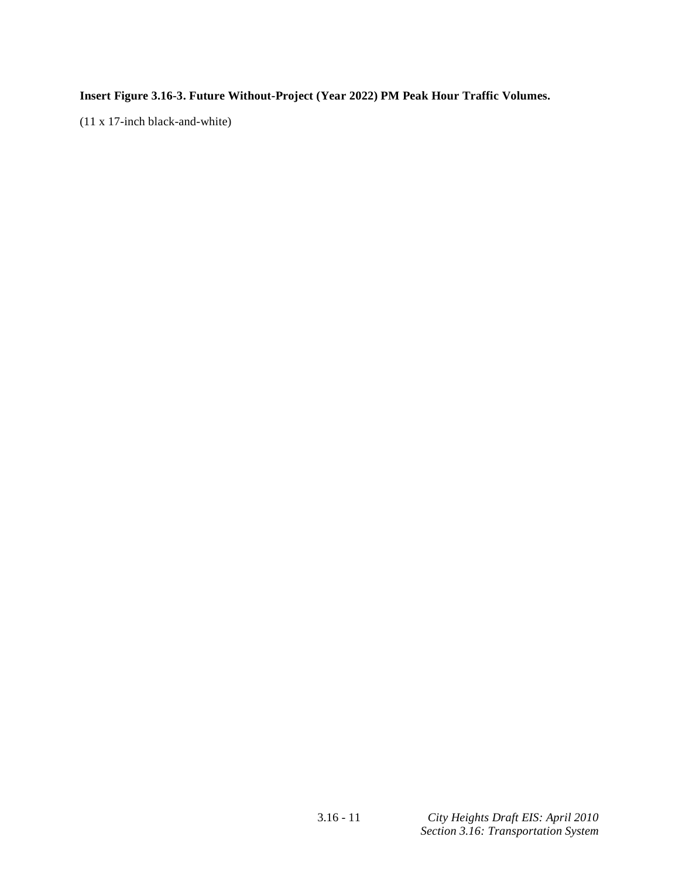**Insert Figure 3.16-3. Future Without-Project (Year 2022) PM Peak Hour Traffic Volumes.**

(11 x 17-inch black-and-white)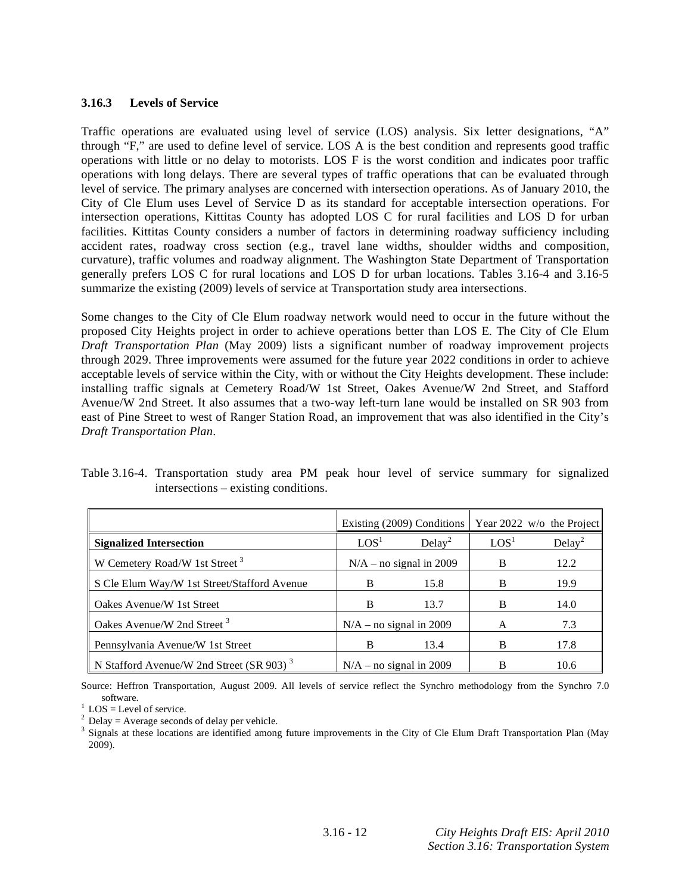### 3.16.3 Levels of Service

Traffic operations are evaluated using level of service (LOS) analysis. Six letter designations, "A" through "F," are used to define level of service. LOS A is the best condition and represents good traffic operations with little or no delay to motorists. LOS F is the worst condition and indicates poor traffic operations with long delays. There are several types of traffic operations that can be evaluated through level of service. The primary analyses are concerned with intersection operations. As of January 2010, the City of Cle Elum uses Level of Service D as its standard for acceptable intersection operations. For intersection operations, Kittitas County has adopted LOS C for rural facilities and LOS D for urban facilities. Kittitas County considers a number of factors in determining roadway sufficiency including accident rates, roadway cross section (e.g., travel lane widths, shoulder widths and composition, curvature), traffic volumes and roadway alignment. The Washington State Department of Transportation generally prefers LOS C for rural locations and LOS D for urban locations. Tables 3.16-4 and 3.16-5 summarize the existing (2009) levels of service at Transportation study area intersections.

Some changes to the City of Cle Elum roadway network would need to occur in the future without the proposed City Heights project in order to achieve operations better than LOS E. The City of Cle Elum *Draft Transportation Plan* (May 2009) lists a significant number of roadway improvement projects through 2029. Three improvements were assumed for the future year 2022 conditions in order to achieve acceptable levels of service within the City, with or without the City Heights development. These include: installing traffic signals at Cemetery Road/W 1st Street, Oakes Avenue/W 2nd Street, and Stafford Avenue/W 2nd Street. It also assumes that a two-way left-turn lane would be installed on SR 903 from east of Pine Street to west of Ranger Station Road, an improvement that was also identified in the City's *Draft Transportation Plan*.

Table 3.16-4. Transportation study area PM peak hour level of service summary for signalized intersections – existing conditions.

| | Existing (2009) Conditions | | Year 2022 w/o the Project | |
|---|---|---|---|---|
| **Signalized Intersection** | LOS[1] | Delay[2] | LOS[1] | Delay[2] |
| W Cemetery Road/W 1st Street [3] | N/A – no signal in 2009 | | B | 12.2 |
| S Cle Elum Way/W 1st Street/Stafford Avenue | B | 15.8 | B | 19.9 |
| Oakes Avenue/W 1st Street | B | 13.7 | B | 14.0 |
| Oakes Avenue/W 2nd Street [3] | N/A – no signal in 2009 | | A | 7.3 |
| Pennsylvania Avenue/W 1st Street | B | 13.4 | B | 17.8 |
| N Stafford Avenue/W 2nd Street (SR 903) [3] | N/A – no signal in 2009 | | B | 10.6 |

Source: Heffron Transportation, August 2009. All levels of service reflect the Synchro methodology from the Synchro 7.0 software.

[1] LOS = Level of service.

[2] Delay = Average seconds of delay per vehicle.

[3] Signals at these locations are identified among future improvements in the City of Cle Elum Draft Transportation Plan (May 2009).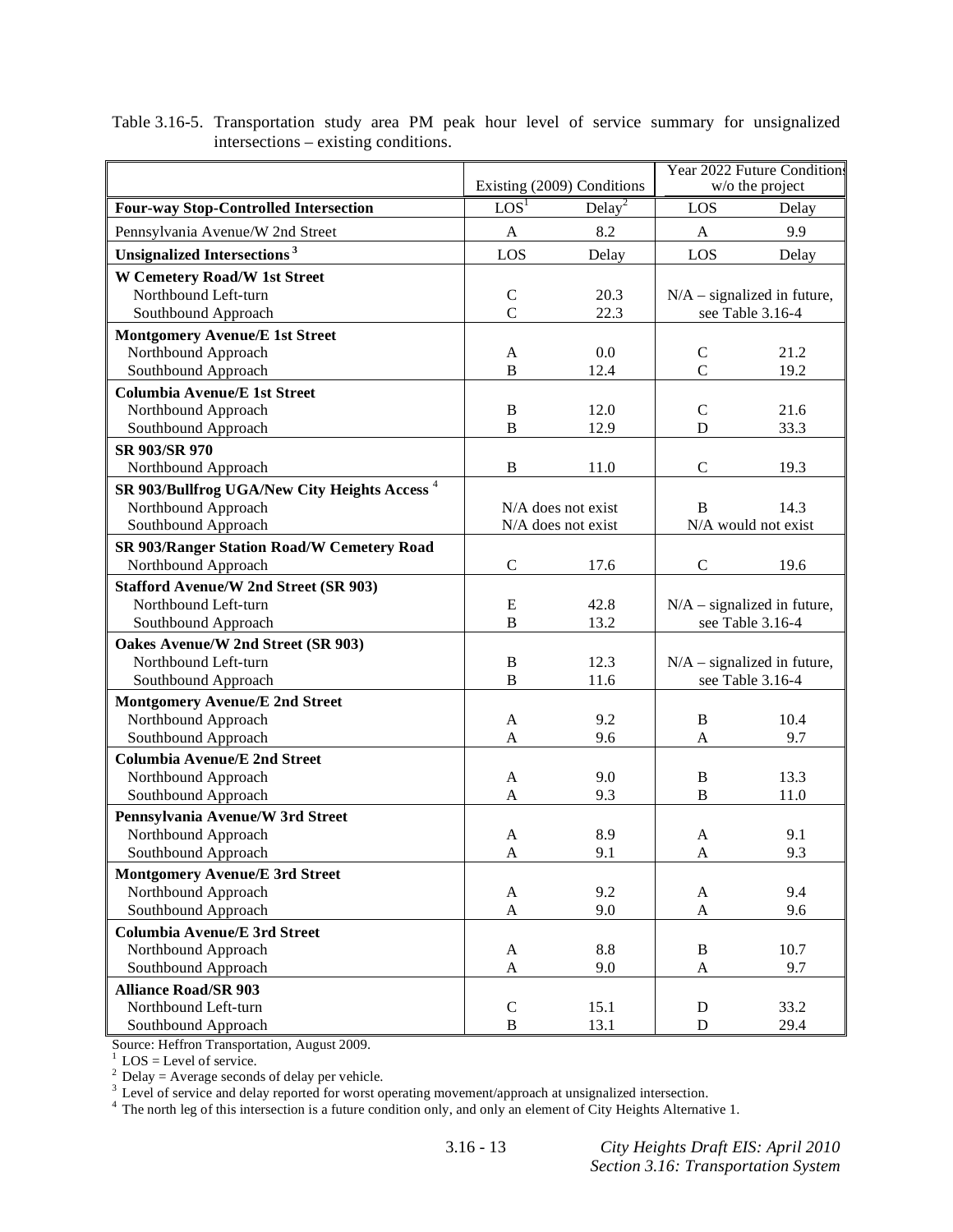Table 3.16-5. Transportation study area PM peak hour level of service summary for unsignalized intersections – existing conditions.

| | Existing (2009) Conditions | | Year 2022 Future Conditions w/o the project | |
|---|---|---|---|---|
| **Four-way Stop-Controlled Intersection** | LOS[1] | Delay[2] | LOS | Delay |
| Pennsylvania Avenue/W 2nd Street | A | 8.2 | A | 9.9 |
| **Unsignalized Intersections[3]** | LOS | Delay | LOS | Delay |
| **W Cemetery Road/W 1st Street** | | | | |
| Northbound Left-turn | C | 20.3 | N/A – signalized in future, see Table 3.16-4 | |
| Southbound Approach | C | 22.3 | | |
| **Montgomery Avenue/E 1st Street** | | | | |
| Northbound Approach | A | 0.0 | C | 21.2 |
| Southbound Approach | B | 12.4 | C | 19.2 |
| **Columbia Avenue/E 1st Street** | | | | |
| Northbound Approach | B | 12.0 | C | 21.6 |
| Southbound Approach | B | 12.9 | D | 33.3 |
| **SR 903/SR 970** | | | | |
| Northbound Approach | B | 11.0 | C | 19.3 |
| **SR 903/Bullfrog UGA/New City Heights Access[4]** | | | | |
| Northbound Approach | N/A does not exist | | B | 14.3 |
| Southbound Approach | N/A does not exist | | N/A would not exist | |
| **SR 903/Ranger Station Road/W Cemetery Road** | | | | |
| Northbound Approach | C | 17.6 | C | 19.6 |
| **Stafford Avenue/W 2nd Street (SR 903)** | | | | |
| Northbound Left-turn | E | 42.8 | N/A – signalized in future, see Table 3.16-4 | |
| Southbound Approach | B | 13.2 | | |
| **Oakes Avenue/W 2nd Street (SR 903)** | | | | |
| Northbound Left-turn | B | 12.3 | N/A – signalized in future, see Table 3.16-4 | |
| Southbound Approach | B | 11.6 | | |
| **Montgomery Avenue/E 2nd Street** | | | | |
| Northbound Approach | A | 9.2 | B | 10.4 |
| Southbound Approach | A | 9.6 | A | 9.7 |
| **Columbia Avenue/E 2nd Street** | | | | |
| Northbound Approach | A | 9.0 | B | 13.3 |
| Southbound Approach | A | 9.3 | B | 11.0 |
| **Pennsylvania Avenue/W 3rd Street** | | | | |
| Northbound Approach | A | 8.9 | A | 9.1 |
| Southbound Approach | A | 9.1 | A | 9.3 |
| **Montgomery Avenue/E 3rd Street** | | | | |
| Northbound Approach | A | 9.2 | A | 9.4 |
| Southbound Approach | A | 9.0 | A | 9.6 |
| **Columbia Avenue/E 3rd Street** | | | | |
| Northbound Approach | A | 8.8 | B | 10.7 |
| Southbound Approach | A | 9.0 | A | 9.7 |
| **Alliance Road/SR 903** | | | | |
| Northbound Left-turn | C | 15.1 | D | 33.2 |
| Southbound Approach | B | 13.1 | D | 29.4 |

Source: Heffron Transportation, August 2009.
[1] LOS = Level of service.
[2] Delay = Average seconds of delay per vehicle.
[3] Level of service and delay reported for worst operating movement/approach at unsignalized intersection.
[4] The north leg of this intersection is a future condition only, and only an element of City Heights Alternative 1.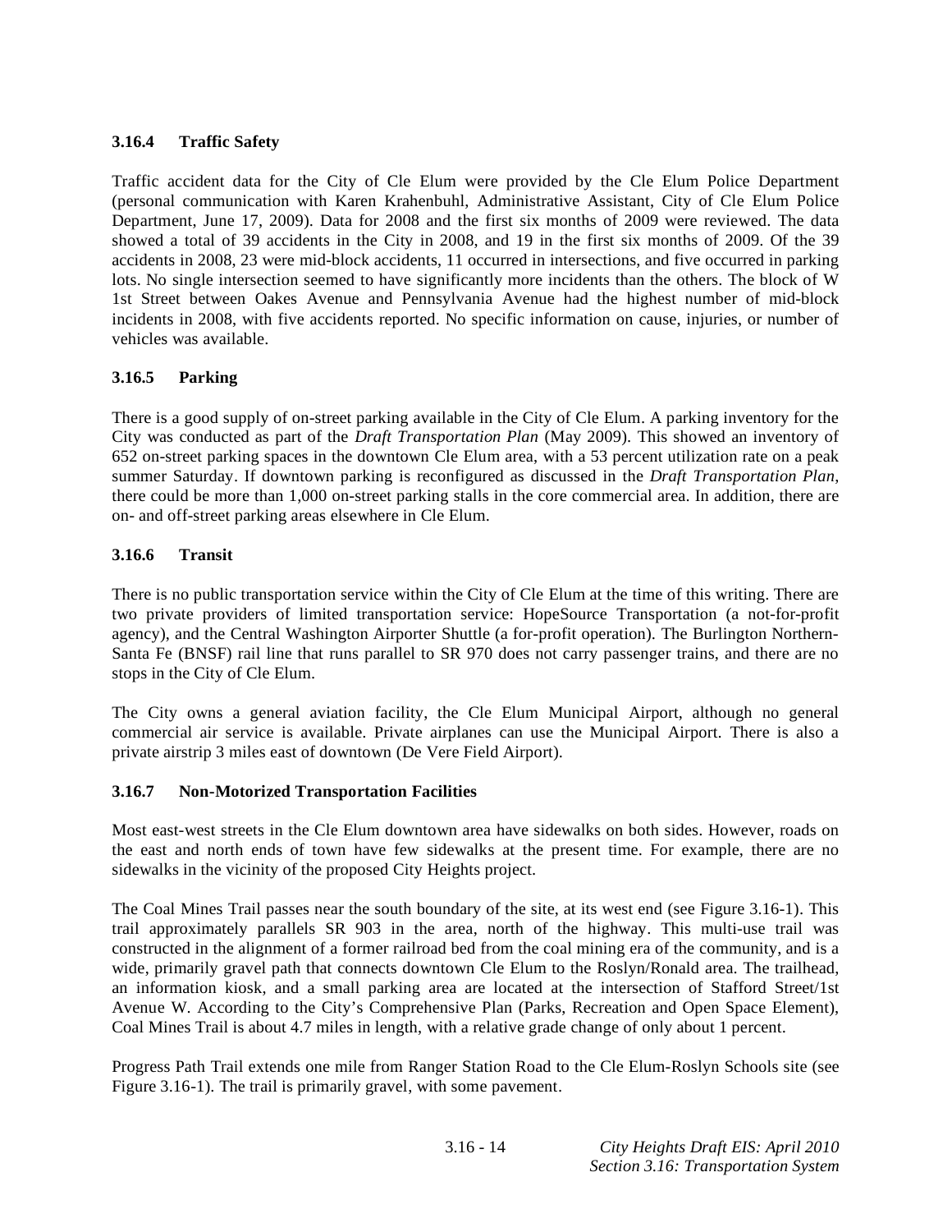### 3.16.4 Traffic Safety

Traffic accident data for the City of Cle Elum were provided by the Cle Elum Police Department (personal communication with Karen Krahenbuhl, Administrative Assistant, City of Cle Elum Police Department, June 17, 2009). Data for 2008 and the first six months of 2009 were reviewed. The data showed a total of 39 accidents in the City in 2008, and 19 in the first six months of 2009. Of the 39 accidents in 2008, 23 were mid-block accidents, 11 occurred in intersections, and five occurred in parking lots. No single intersection seemed to have significantly more incidents than the others. The block of W 1st Street between Oakes Avenue and Pennsylvania Avenue had the highest number of mid-block incidents in 2008, with five accidents reported. No specific information on cause, injuries, or number of vehicles was available.

### 3.16.5 Parking

There is a good supply of on-street parking available in the City of Cle Elum. A parking inventory for the City was conducted as part of the *Draft Transportation Plan* (May 2009). This showed an inventory of 652 on-street parking spaces in the downtown Cle Elum area, with a 53 percent utilization rate on a peak summer Saturday. If downtown parking is reconfigured as discussed in the *Draft Transportation Plan*, there could be more than 1,000 on-street parking stalls in the core commercial area. In addition, there are on- and off-street parking areas elsewhere in Cle Elum.

### 3.16.6 Transit

There is no public transportation service within the City of Cle Elum at the time of this writing. There are two private providers of limited transportation service: HopeSource Transportation (a not-for-profit agency), and the Central Washington Airporter Shuttle (a for-profit operation). The Burlington Northern-Santa Fe (BNSF) rail line that runs parallel to SR 970 does not carry passenger trains, and there are no stops in the City of Cle Elum.

The City owns a general aviation facility, the Cle Elum Municipal Airport, although no general commercial air service is available. Private airplanes can use the Municipal Airport. There is also a private airstrip 3 miles east of downtown (De Vere Field Airport).

### 3.16.7 Non-Motorized Transportation Facilities

Most east-west streets in the Cle Elum downtown area have sidewalks on both sides. However, roads on the east and north ends of town have few sidewalks at the present time. For example, there are no sidewalks in the vicinity of the proposed City Heights project.

The Coal Mines Trail passes near the south boundary of the site, at its west end (see Figure 3.16-1). This trail approximately parallels SR 903 in the area, north of the highway. This multi-use trail was constructed in the alignment of a former railroad bed from the coal mining era of the community, and is a wide, primarily gravel path that connects downtown Cle Elum to the Roslyn/Ronald area. The trailhead, an information kiosk, and a small parking area are located at the intersection of Stafford Street/1st Avenue W. According to the City's Comprehensive Plan (Parks, Recreation and Open Space Element), Coal Mines Trail is about 4.7 miles in length, with a relative grade change of only about 1 percent.

Progress Path Trail extends one mile from Ranger Station Road to the Cle Elum-Roslyn Schools site (see Figure 3.16-1). The trail is primarily gravel, with some pavement.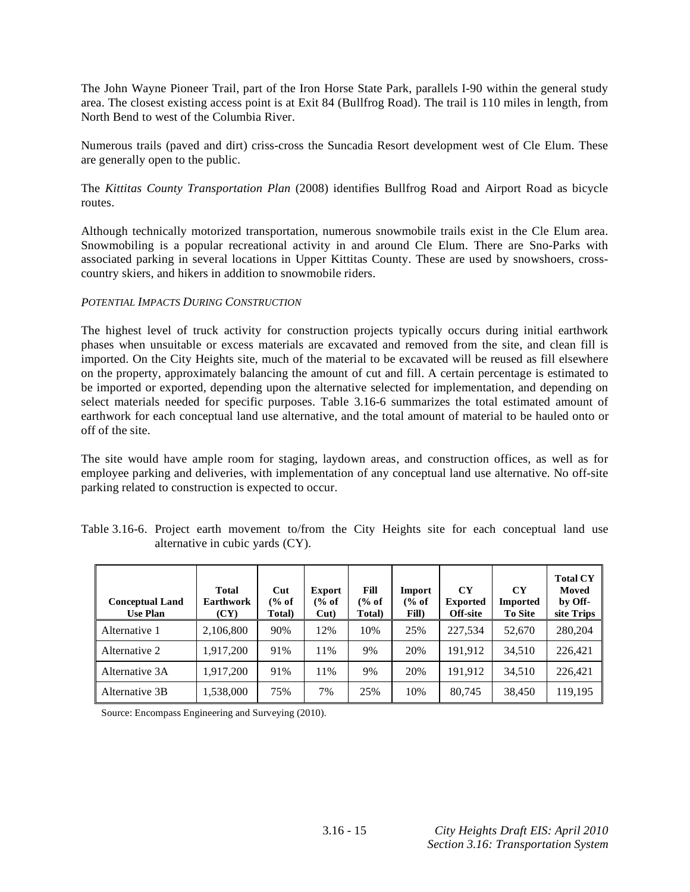The John Wayne Pioneer Trail, part of the Iron Horse State Park, parallels I-90 within the general study area. The closest existing access point is at Exit 84 (Bullfrog Road). The trail is 110 miles in length, from North Bend to west of the Columbia River.

Numerous trails (paved and dirt) criss-cross the Suncadia Resort development west of Cle Elum. These are generally open to the public.

The *Kittitas County Transportation Plan* (2008) identifies Bullfrog Road and Airport Road as bicycle routes.

Although technically motorized transportation, numerous snowmobile trails exist in the Cle Elum area. Snowmobiling is a popular recreational activity in and around Cle Elum. There are Sno-Parks with associated parking in several locations in Upper Kittitas County. These are used by snowshoers, cross-country skiers, and hikers in addition to snowmobile riders.

*POTENTIAL IMPACTS DURING CONSTRUCTION*

The highest level of truck activity for construction projects typically occurs during initial earthwork phases when unsuitable or excess materials are excavated and removed from the site, and clean fill is imported. On the City Heights site, much of the material to be excavated will be reused as fill elsewhere on the property, approximately balancing the amount of cut and fill. A certain percentage is estimated to be imported or exported, depending upon the alternative selected for implementation, and depending on select materials needed for specific purposes. Table 3.16-6 summarizes the total estimated amount of earthwork for each conceptual land use alternative, and the total amount of material to be hauled onto or off of the site.

The site would have ample room for staging, laydown areas, and construction offices, as well as for employee parking and deliveries, with implementation of any conceptual land use alternative. No off-site parking related to construction is expected to occur.

Table 3.16-6. Project earth movement to/from the City Heights site for each conceptual land use alternative in cubic yards (CY).

| Conceptual Land Use Plan | Total Earthwork (CY) | Cut (% of Total) | Export (% of Cut) | Fill (% of Total) | Import (% of Fill) | CY Exported Off-site | CY Imported To Site | Total CY Moved by Off-site Trips |
|---|---|---|---|---|---|---|---|---|
| Alternative 1 | 2,106,800 | 90% | 12% | 10% | 25% | 227,534 | 52,670 | 280,204 |
| Alternative 2 | 1,917,200 | 91% | 11% | 9% | 20% | 191,912 | 34,510 | 226,421 |
| Alternative 3A | 1,917,200 | 91% | 11% | 9% | 20% | 191,912 | 34,510 | 226,421 |
| Alternative 3B | 1,538,000 | 75% | 7% | 25% | 10% | 80,745 | 38,450 | 119,195 |

Source: Encompass Engineering and Surveying (2010).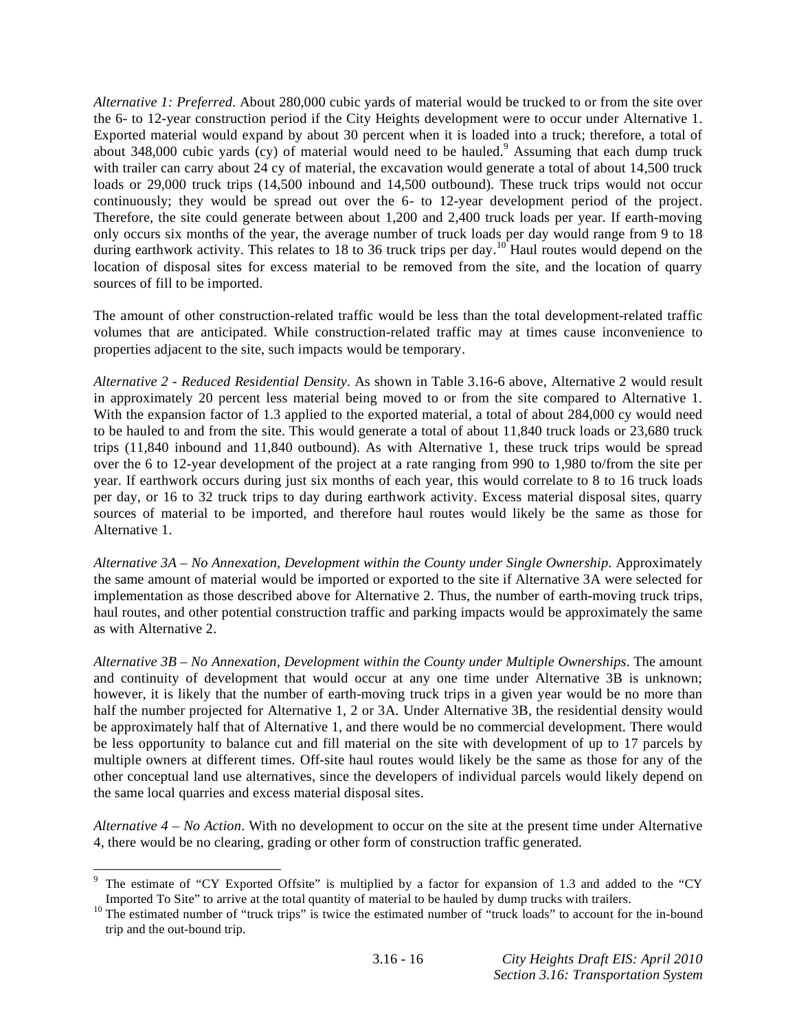*Alternative 1: Preferred*. About 280,000 cubic yards of material would be trucked to or from the site over the 6- to 12-year construction period if the City Heights development were to occur under Alternative 1. Exported material would expand by about 30 percent when it is loaded into a truck; therefore, a total of about 348,000 cubic yards (cy) of material would need to be hauled.[9] Assuming that each dump truck with trailer can carry about 24 cy of material, the excavation would generate a total of about 14,500 truck loads or 29,000 truck trips (14,500 inbound and 14,500 outbound). These truck trips would not occur continuously; they would be spread out over the 6- to 12-year development period of the project. Therefore, the site could generate between about 1,200 and 2,400 truck loads per year. If earth-moving only occurs six months of the year, the average number of truck loads per day would range from 9 to 18 during earthwork activity. This relates to 18 to 36 truck trips per day.[10] Haul routes would depend on the location of disposal sites for excess material to be removed from the site, and the location of quarry sources of fill to be imported.

The amount of other construction-related traffic would be less than the total development-related traffic volumes that are anticipated. While construction-related traffic may at times cause inconvenience to properties adjacent to the site, such impacts would be temporary.

*Alternative 2 - Reduced Residential Density*. As shown in Table 3.16-6 above, Alternative 2 would result in approximately 20 percent less material being moved to or from the site compared to Alternative 1. With the expansion factor of 1.3 applied to the exported material, a total of about 284,000 cy would need to be hauled to and from the site. This would generate a total of about 11,840 truck loads or 23,680 truck trips (11,840 inbound and 11,840 outbound). As with Alternative 1, these truck trips would be spread over the 6 to 12-year development of the project at a rate ranging from 990 to 1,980 to/from the site per year. If earthwork occurs during just six months of each year, this would correlate to 8 to 16 truck loads per day, or 16 to 32 truck trips to day during earthwork activity. Excess material disposal sites, quarry sources of material to be imported, and therefore haul routes would likely be the same as those for Alternative 1.

*Alternative 3A – No Annexation, Development within the County under Single Ownership*. Approximately the same amount of material would be imported or exported to the site if Alternative 3A were selected for implementation as those described above for Alternative 2. Thus, the number of earth-moving truck trips, haul routes, and other potential construction traffic and parking impacts would be approximately the same as with Alternative 2.

*Alternative 3B – No Annexation, Development within the County under Multiple Ownerships*. The amount and continuity of development that would occur at any one time under Alternative 3B is unknown; however, it is likely that the number of earth-moving truck trips in a given year would be no more than half the number projected for Alternative 1, 2 or 3A. Under Alternative 3B, the residential density would be approximately half that of Alternative 1, and there would be no commercial development. There would be less opportunity to balance cut and fill material on the site with development of up to 17 parcels by multiple owners at different times. Off-site haul routes would likely be the same as those for any of the other conceptual land use alternatives, since the developers of individual parcels would likely depend on the same local quarries and excess material disposal sites.

*Alternative 4 – No Action*. With no development to occur on the site at the present time under Alternative 4, there would be no clearing, grading or other form of construction traffic generated.

---

[9] The estimate of "CY Exported Offsite" is multiplied by a factor for expansion of 1.3 and added to the "CY Imported To Site" to arrive at the total quantity of material to be hauled by dump trucks with trailers.

[10] The estimated number of "truck trips" is twice the estimated number of "truck loads" to account for the in-bound trip and the out-bound trip.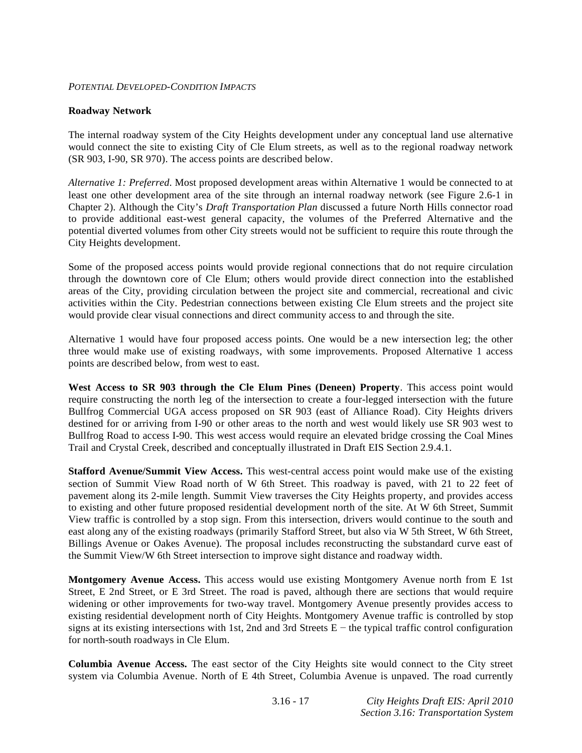*POTENTIAL DEVELOPED-CONDITION IMPACTS*

**Roadway Network**

The internal roadway system of the City Heights development under any conceptual land use alternative would connect the site to existing City of Cle Elum streets, as well as to the regional roadway network (SR 903, I-90, SR 970). The access points are described below.

*Alternative 1: Preferred*. Most proposed development areas within Alternative 1 would be connected to at least one other development area of the site through an internal roadway network (see Figure 2.6-1 in Chapter 2). Although the City's *Draft Transportation Plan* discussed a future North Hills connector road to provide additional east-west general capacity, the volumes of the Preferred Alternative and the potential diverted volumes from other City streets would not be sufficient to require this route through the City Heights development.

Some of the proposed access points would provide regional connections that do not require circulation through the downtown core of Cle Elum; others would provide direct connection into the established areas of the City, providing circulation between the project site and commercial, recreational and civic activities within the City. Pedestrian connections between existing Cle Elum streets and the project site would provide clear visual connections and direct community access to and through the site.

Alternative 1 would have four proposed access points. One would be a new intersection leg; the other three would make use of existing roadways, with some improvements. Proposed Alternative 1 access points are described below, from west to east.

**West Access to SR 903 through the Cle Elum Pines (Deneen) Property**. This access point would require constructing the north leg of the intersection to create a four-legged intersection with the future Bullfrog Commercial UGA access proposed on SR 903 (east of Alliance Road). City Heights drivers destined for or arriving from I-90 or other areas to the north and west would likely use SR 903 west to Bullfrog Road to access I-90. This west access would require an elevated bridge crossing the Coal Mines Trail and Crystal Creek, described and conceptually illustrated in Draft EIS Section 2.9.4.1.

**Stafford Avenue/Summit View Access.** This west-central access point would make use of the existing section of Summit View Road north of W 6th Street. This roadway is paved, with 21 to 22 feet of pavement along its 2-mile length. Summit View traverses the City Heights property, and provides access to existing and other future proposed residential development north of the site. At W 6th Street, Summit View traffic is controlled by a stop sign. From this intersection, drivers would continue to the south and east along any of the existing roadways (primarily Stafford Street, but also via W 5th Street, W 6th Street, Billings Avenue or Oakes Avenue). The proposal includes reconstructing the substandard curve east of the Summit View/W 6th Street intersection to improve sight distance and roadway width.

**Montgomery Avenue Access.** This access would use existing Montgomery Avenue north from E 1st Street, E 2nd Street, or E 3rd Street. The road is paved, although there are sections that would require widening or other improvements for two-way travel. Montgomery Avenue presently provides access to existing residential development north of City Heights. Montgomery Avenue traffic is controlled by stop signs at its existing intersections with 1st, 2nd and 3rd Streets E − the typical traffic control configuration for north-south roadways in Cle Elum.

**Columbia Avenue Access.** The east sector of the City Heights site would connect to the City street system via Columbia Avenue. North of E 4th Street, Columbia Avenue is unpaved. The road currently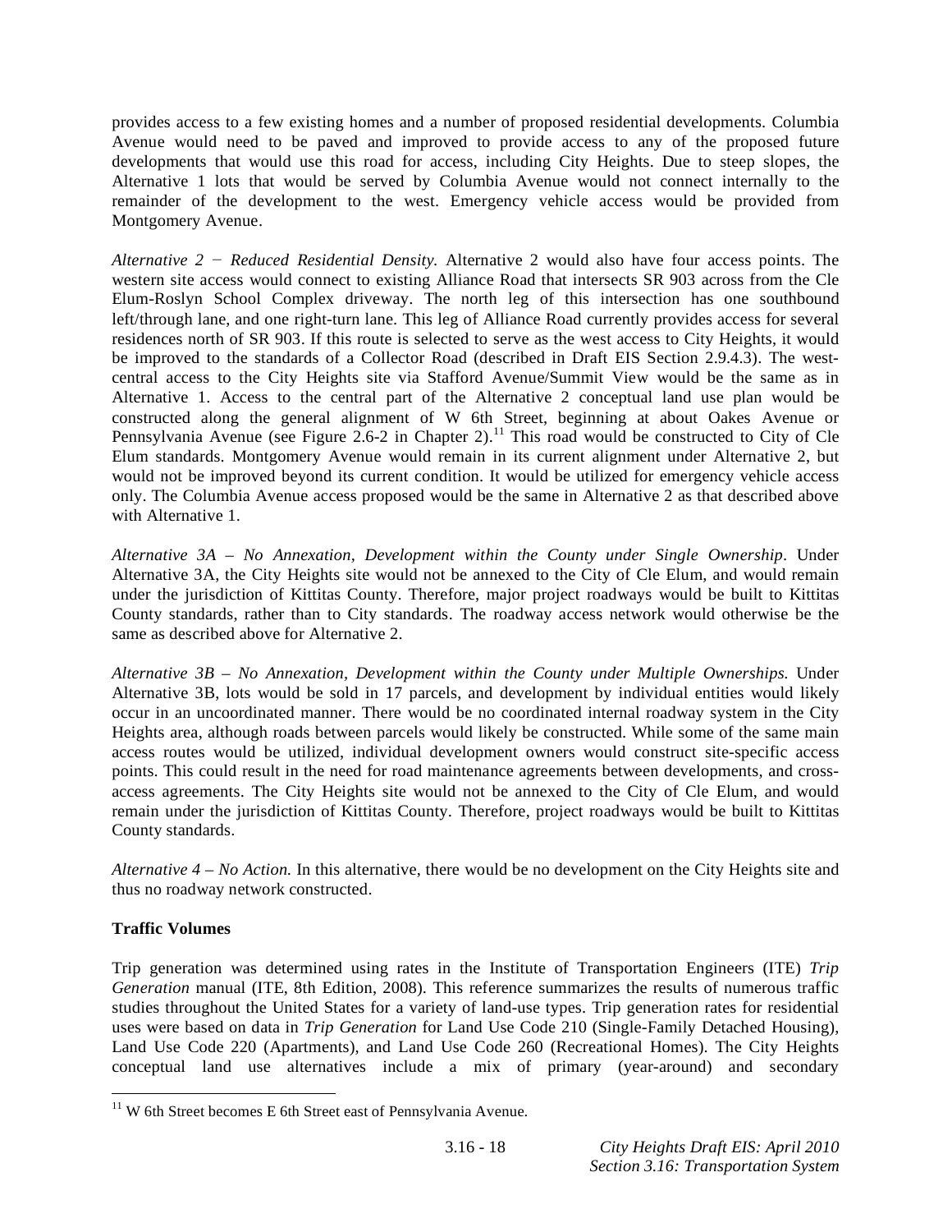provides access to a few existing homes and a number of proposed residential developments. Columbia Avenue would need to be paved and improved to provide access to any of the proposed future developments that would use this road for access, including City Heights. Due to steep slopes, the Alternative 1 lots that would be served by Columbia Avenue would not connect internally to the remainder of the development to the west. Emergency vehicle access would be provided from Montgomery Avenue.

*Alternative 2 − Reduced Residential Density.* Alternative 2 would also have four access points. The western site access would connect to existing Alliance Road that intersects SR 903 across from the Cle Elum-Roslyn School Complex driveway. The north leg of this intersection has one southbound left/through lane, and one right-turn lane. This leg of Alliance Road currently provides access for several residences north of SR 903. If this route is selected to serve as the west access to City Heights, it would be improved to the standards of a Collector Road (described in Draft EIS Section 2.9.4.3). The west-central access to the City Heights site via Stafford Avenue/Summit View would be the same as in Alternative 1. Access to the central part of the Alternative 2 conceptual land use plan would be constructed along the general alignment of W 6th Street, beginning at about Oakes Avenue or Pennsylvania Avenue (see Figure 2.6-2 in Chapter 2).[11] This road would be constructed to City of Cle Elum standards. Montgomery Avenue would remain in its current alignment under Alternative 2, but would not be improved beyond its current condition. It would be utilized for emergency vehicle access only. The Columbia Avenue access proposed would be the same in Alternative 2 as that described above with Alternative 1.

*Alternative 3A – No Annexation, Development within the County under Single Ownership*. Under Alternative 3A, the City Heights site would not be annexed to the City of Cle Elum, and would remain under the jurisdiction of Kittitas County. Therefore, major project roadways would be built to Kittitas County standards, rather than to City standards. The roadway access network would otherwise be the same as described above for Alternative 2.

*Alternative 3B – No Annexation, Development within the County under Multiple Ownerships.* Under Alternative 3B, lots would be sold in 17 parcels, and development by individual entities would likely occur in an uncoordinated manner. There would be no coordinated internal roadway system in the City Heights area, although roads between parcels would likely be constructed. While some of the same main access routes would be utilized, individual development owners would construct site-specific access points. This could result in the need for road maintenance agreements between developments, and cross-access agreements. The City Heights site would not be annexed to the City of Cle Elum, and would remain under the jurisdiction of Kittitas County. Therefore, project roadways would be built to Kittitas County standards.

*Alternative 4 – No Action.* In this alternative, there would be no development on the City Heights site and thus no roadway network constructed.

**Traffic Volumes**

Trip generation was determined using rates in the Institute of Transportation Engineers (ITE) *Trip Generation* manual (ITE, 8th Edition, 2008). This reference summarizes the results of numerous traffic studies throughout the United States for a variety of land-use types. Trip generation rates for residential uses were based on data in *Trip Generation* for Land Use Code 210 (Single-Family Detached Housing), Land Use Code 220 (Apartments), and Land Use Code 260 (Recreational Homes). The City Heights conceptual land use alternatives include a mix of primary (year-around) and secondary

[11] W 6th Street becomes E 6th Street east of Pennsylvania Avenue.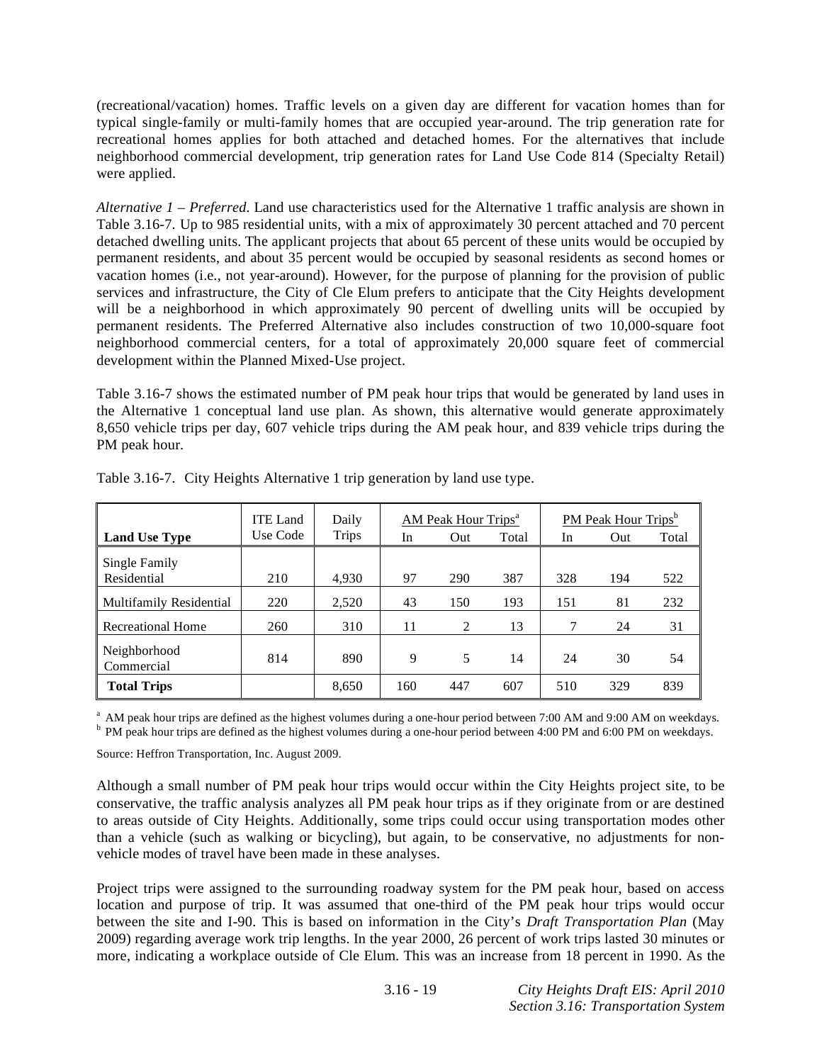(recreational/vacation) homes. Traffic levels on a given day are different for vacation homes than for typical single-family or multi-family homes that are occupied year-around. The trip generation rate for recreational homes applies for both attached and detached homes. For the alternatives that include neighborhood commercial development, trip generation rates for Land Use Code 814 (Specialty Retail) were applied.

*Alternative 1 – Preferred*. Land use characteristics used for the Alternative 1 traffic analysis are shown in Table 3.16-7. Up to 985 residential units, with a mix of approximately 30 percent attached and 70 percent detached dwelling units. The applicant projects that about 65 percent of these units would be occupied by permanent residents, and about 35 percent would be occupied by seasonal residents as second homes or vacation homes (i.e., not year-around). However, for the purpose of planning for the provision of public services and infrastructure, the City of Cle Elum prefers to anticipate that the City Heights development will be a neighborhood in which approximately 90 percent of dwelling units will be occupied by permanent residents. The Preferred Alternative also includes construction of two 10,000-square foot neighborhood commercial centers, for a total of approximately 20,000 square feet of commercial development within the Planned Mixed-Use project.

Table 3.16-7 shows the estimated number of PM peak hour trips that would be generated by land uses in the Alternative 1 conceptual land use plan. As shown, this alternative would generate approximately 8,650 vehicle trips per day, 607 vehicle trips during the AM peak hour, and 839 vehicle trips during the PM peak hour.

Table 3.16-7. City Heights Alternative 1 trip generation by land use type.

| Land Use Type | ITE Land Use Code | Daily Trips | AM Peak Hour Trips[a] | | | PM Peak Hour Trips[b] | | |
|---|---|---|---|---|---|---|---|---|
| | | | In | Out | Total | In | Out | Total |
| Single Family Residential | 210 | 4,930 | 97 | 290 | 387 | 328 | 194 | 522 |
| Multifamily Residential | 220 | 2,520 | 43 | 150 | 193 | 151 | 81 | 232 |
| Recreational Home | 260 | 310 | 11 | 2 | 13 | 7 | 24 | 31 |
| Neighborhood Commercial | 814 | 890 | 9 | 5 | 14 | 24 | 30 | 54 |
| **Total Trips** | | 8,650 | 160 | 447 | 607 | 510 | 329 | 839 |

[a] AM peak hour trips are defined as the highest volumes during a one-hour period between 7:00 AM and 9:00 AM on weekdays.
[b] PM peak hour trips are defined as the highest volumes during a one-hour period between 4:00 PM and 6:00 PM on weekdays.

Source: Heffron Transportation, Inc. August 2009.

Although a small number of PM peak hour trips would occur within the City Heights project site, to be conservative, the traffic analysis analyzes all PM peak hour trips as if they originate from or are destined to areas outside of City Heights. Additionally, some trips could occur using transportation modes other than a vehicle (such as walking or bicycling), but again, to be conservative, no adjustments for non-vehicle modes of travel have been made in these analyses.

Project trips were assigned to the surrounding roadway system for the PM peak hour, based on access location and purpose of trip. It was assumed that one-third of the PM peak hour trips would occur between the site and I-90. This is based on information in the City's *Draft Transportation Plan* (May 2009) regarding average work trip lengths. In the year 2000, 26 percent of work trips lasted 30 minutes or more, indicating a workplace outside of Cle Elum. This was an increase from 18 percent in 1990. As the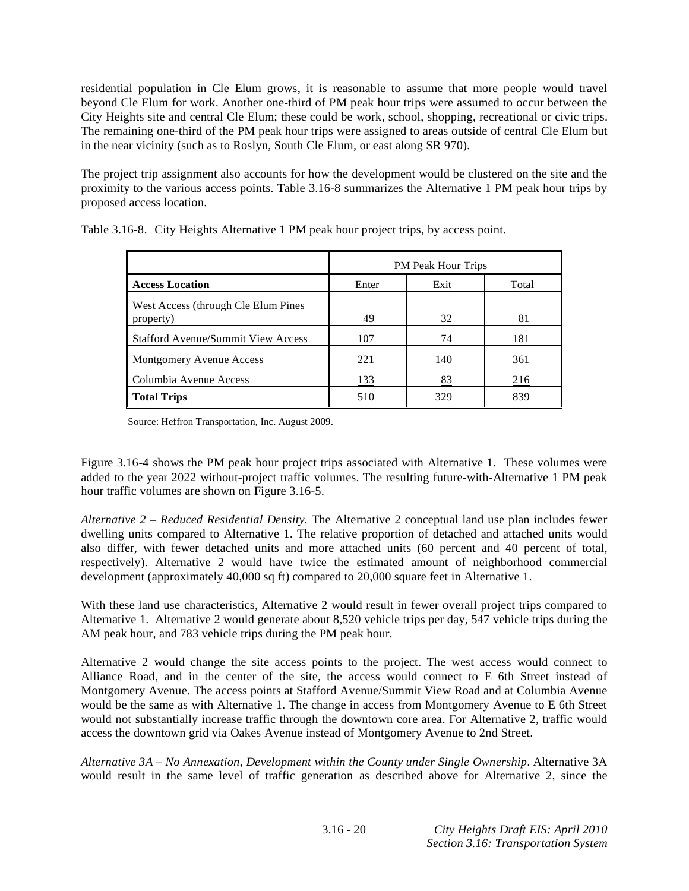residential population in Cle Elum grows, it is reasonable to assume that more people would travel beyond Cle Elum for work. Another one-third of PM peak hour trips were assumed to occur between the City Heights site and central Cle Elum; these could be work, school, shopping, recreational or civic trips. The remaining one-third of the PM peak hour trips were assigned to areas outside of central Cle Elum but in the near vicinity (such as to Roslyn, South Cle Elum, or east along SR 970).

The project trip assignment also accounts for how the development would be clustered on the site and the proximity to the various access points. Table 3.16-8 summarizes the Alternative 1 PM peak hour trips by proposed access location.

Table 3.16-8. City Heights Alternative 1 PM peak hour project trips, by access point.

| | PM Peak Hour Trips | | |
|---|---|---|---|
| **Access Location** | Enter | Exit | Total |
| West Access (through Cle Elum Pines property) | 49 | 32 | 81 |
| Stafford Avenue/Summit View Access | 107 | 74 | 181 |
| Montgomery Avenue Access | 221 | 140 | 361 |
| Columbia Avenue Access | 133 | 83 | 216 |
| **Total Trips** | 510 | 329 | 839 |

Source: Heffron Transportation, Inc. August 2009.

Figure 3.16-4 shows the PM peak hour project trips associated with Alternative 1. These volumes were added to the year 2022 without-project traffic volumes. The resulting future-with-Alternative 1 PM peak hour traffic volumes are shown on Figure 3.16-5.

*Alternative 2 – Reduced Residential Density*. The Alternative 2 conceptual land use plan includes fewer dwelling units compared to Alternative 1. The relative proportion of detached and attached units would also differ, with fewer detached units and more attached units (60 percent and 40 percent of total, respectively). Alternative 2 would have twice the estimated amount of neighborhood commercial development (approximately 40,000 sq ft) compared to 20,000 square feet in Alternative 1.

With these land use characteristics, Alternative 2 would result in fewer overall project trips compared to Alternative 1. Alternative 2 would generate about 8,520 vehicle trips per day, 547 vehicle trips during the AM peak hour, and 783 vehicle trips during the PM peak hour.

Alternative 2 would change the site access points to the project. The west access would connect to Alliance Road, and in the center of the site, the access would connect to E 6th Street instead of Montgomery Avenue. The access points at Stafford Avenue/Summit View Road and at Columbia Avenue would be the same as with Alternative 1. The change in access from Montgomery Avenue to E 6th Street would not substantially increase traffic through the downtown core area. For Alternative 2, traffic would access the downtown grid via Oakes Avenue instead of Montgomery Avenue to 2nd Street.

*Alternative 3A – No Annexation, Development within the County under Single Ownership*. Alternative 3A would result in the same level of traffic generation as described above for Alternative 2, since the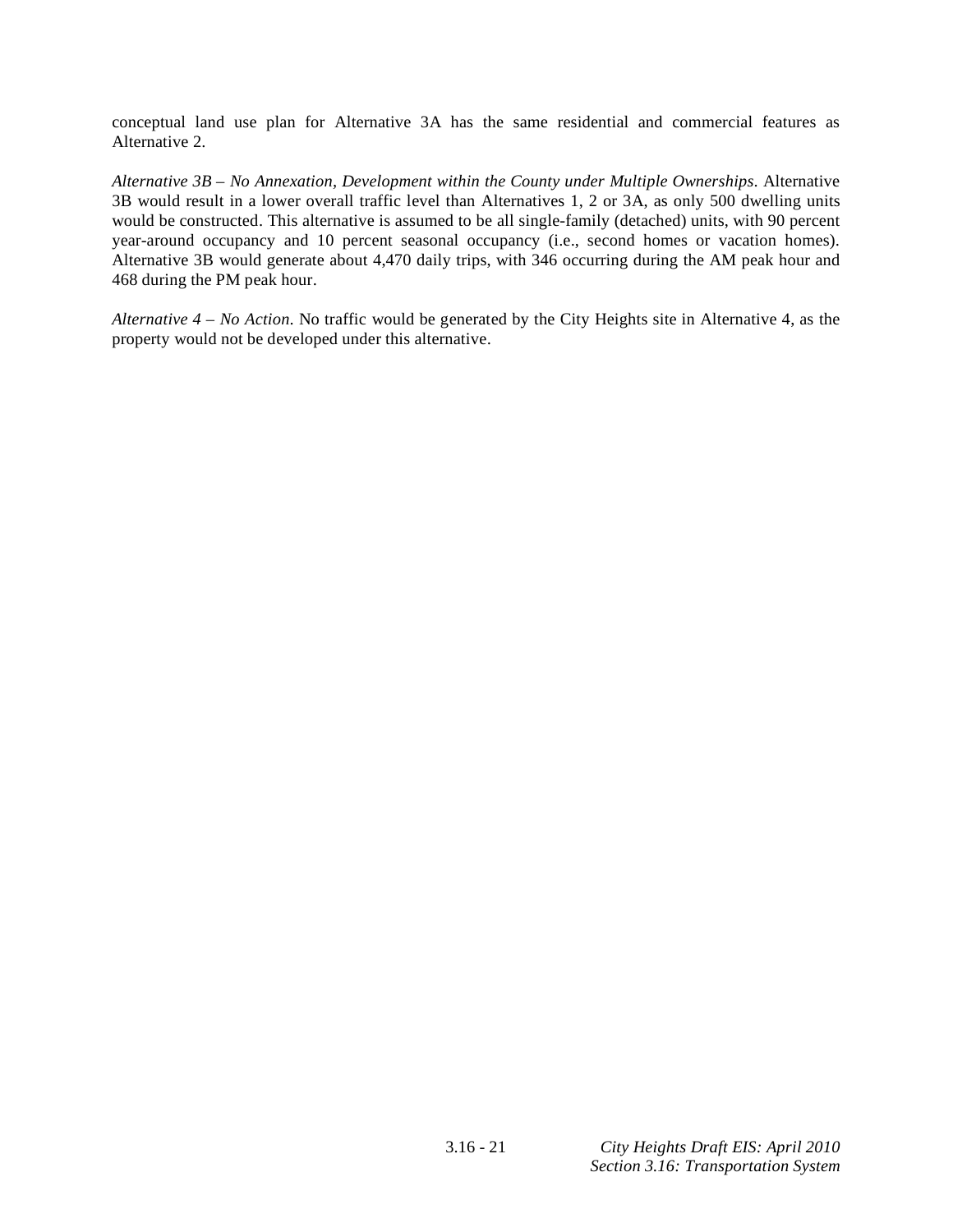conceptual land use plan for Alternative 3A has the same residential and commercial features as Alternative 2.

*Alternative 3B – No Annexation, Development within the County under Multiple Ownerships*. Alternative 3B would result in a lower overall traffic level than Alternatives 1, 2 or 3A, as only 500 dwelling units would be constructed. This alternative is assumed to be all single-family (detached) units, with 90 percent year-around occupancy and 10 percent seasonal occupancy (i.e., second homes or vacation homes). Alternative 3B would generate about 4,470 daily trips, with 346 occurring during the AM peak hour and 468 during the PM peak hour.

*Alternative 4 – No Action*. No traffic would be generated by the City Heights site in Alternative 4, as the property would not be developed under this alternative.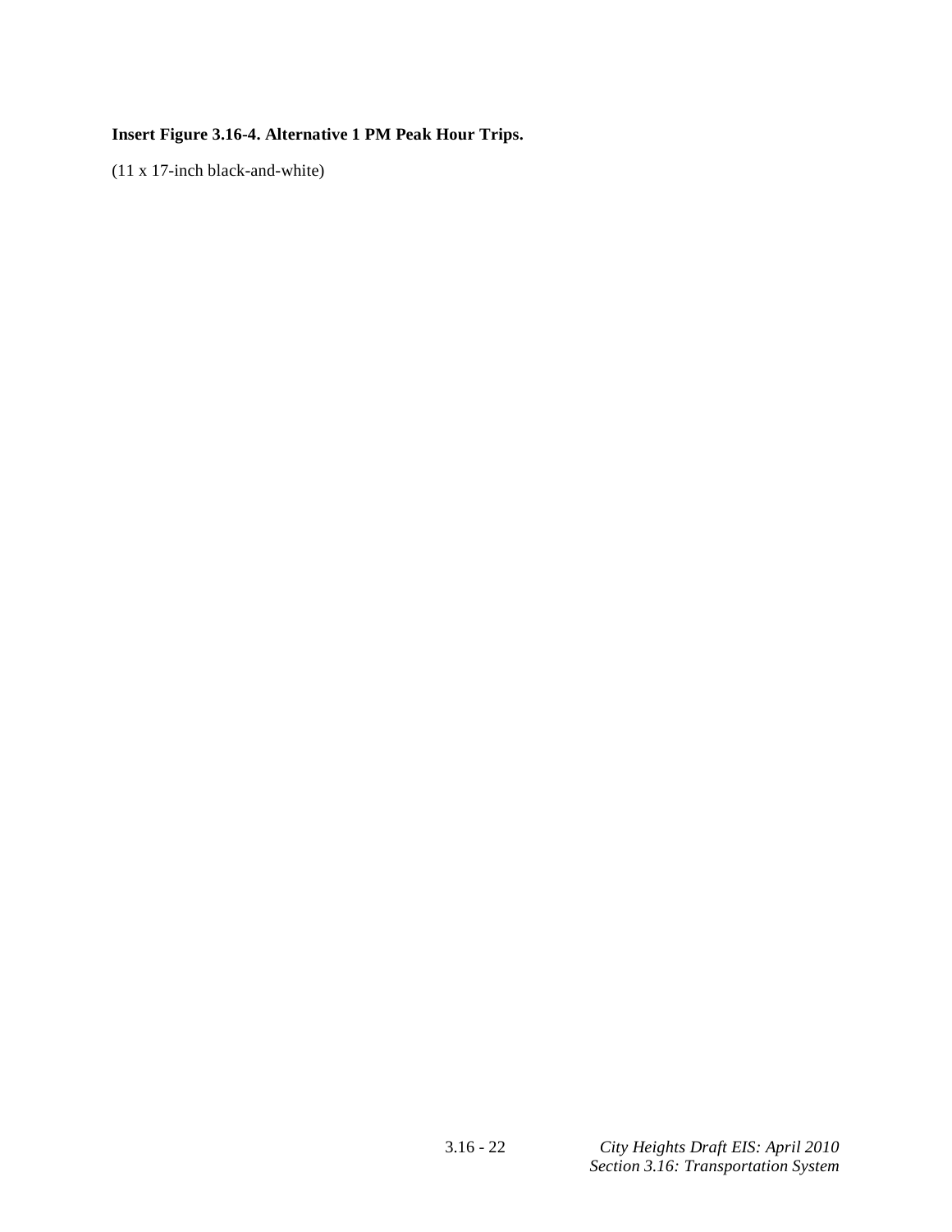**Insert Figure 3.16-4. Alternative 1 PM Peak Hour Trips.**

(11 x 17-inch black-and-white)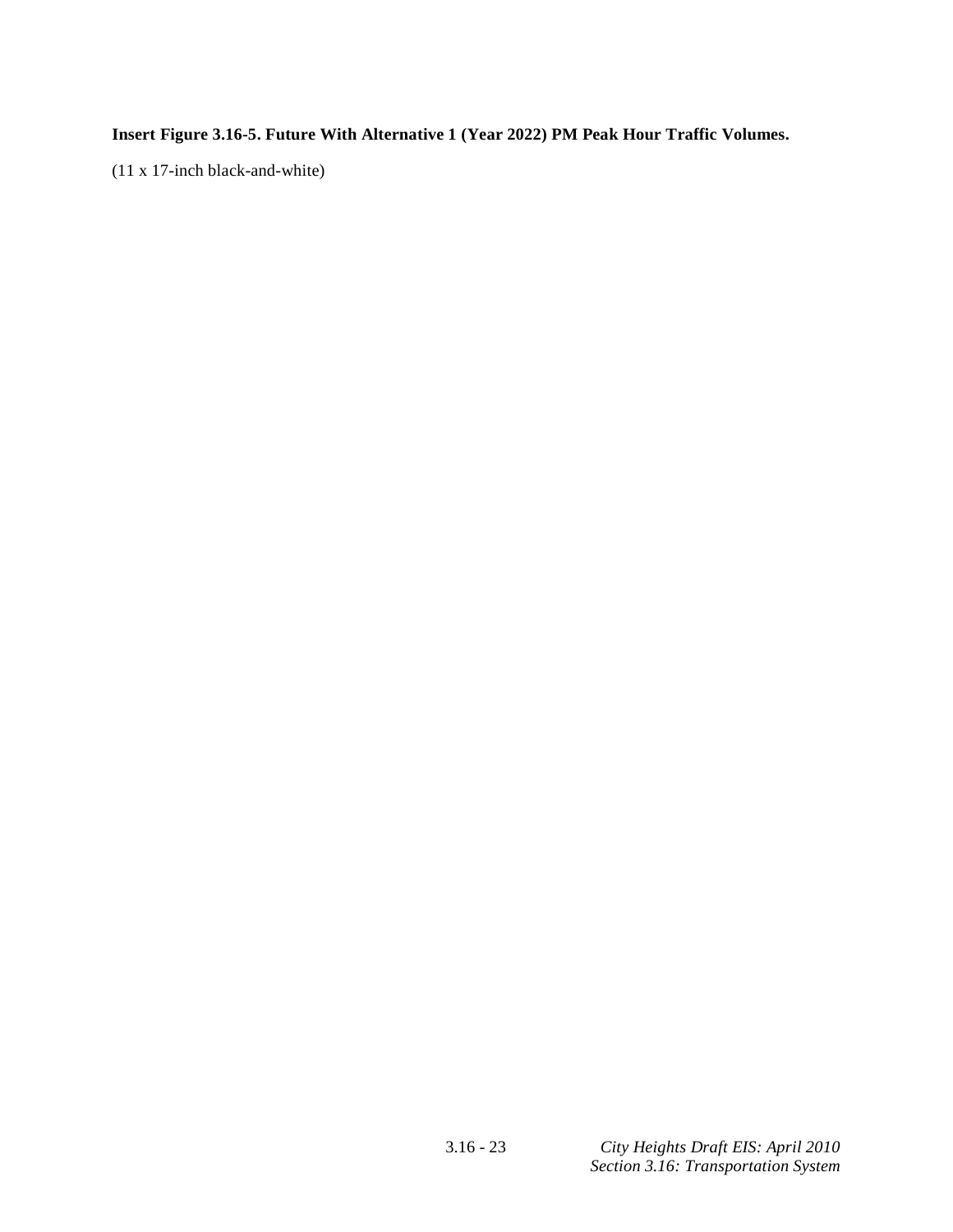**Insert Figure 3.16-5. Future With Alternative 1 (Year 2022) PM Peak Hour Traffic Volumes.**

(11 x 17-inch black-and-white)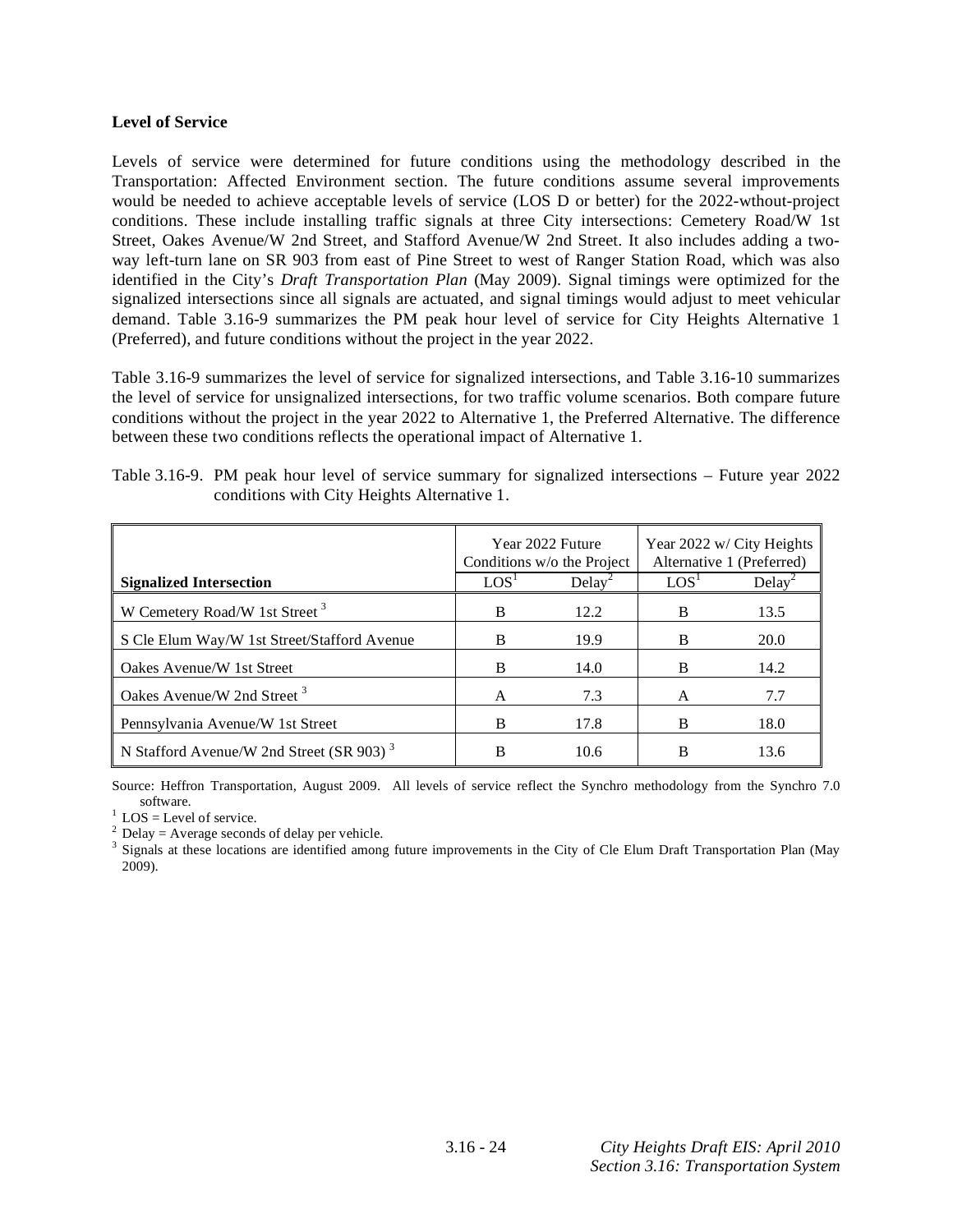**Level of Service**

Levels of service were determined for future conditions using the methodology described in the Transportation: Affected Environment section. The future conditions assume several improvements would be needed to achieve acceptable levels of service (LOS D or better) for the 2022-wthout-project conditions. These include installing traffic signals at three City intersections: Cemetery Road/W 1st Street, Oakes Avenue/W 2nd Street, and Stafford Avenue/W 2nd Street. It also includes adding a two-way left-turn lane on SR 903 from east of Pine Street to west of Ranger Station Road, which was also identified in the City's *Draft Transportation Plan* (May 2009). Signal timings were optimized for the signalized intersections since all signals are actuated, and signal timings would adjust to meet vehicular demand. Table 3.16-9 summarizes the PM peak hour level of service for City Heights Alternative 1 (Preferred), and future conditions without the project in the year 2022.

Table 3.16-9 summarizes the level of service for signalized intersections, and Table 3.16-10 summarizes the level of service for unsignalized intersections, for two traffic volume scenarios. Both compare future conditions without the project in the year 2022 to Alternative 1, the Preferred Alternative. The difference between these two conditions reflects the operational impact of Alternative 1.

Table 3.16-9. PM peak hour level of service summary for signalized intersections – Future year 2022 conditions with City Heights Alternative 1.

| | Year 2022 Future Conditions w/o the Project | | Year 2022 w/ City Heights Alternative 1 (Preferred) | |
|---|---|---|---|---|
| **Signalized Intersection** | LOS[1] | Delay[2] | LOS[1] | Delay[2] |
| W Cemetery Road/W 1st Street [3] | B | 12.2 | B | 13.5 |
| S Cle Elum Way/W 1st Street/Stafford Avenue | B | 19.9 | B | 20.0 |
| Oakes Avenue/W 1st Street | B | 14.0 | B | 14.2 |
| Oakes Avenue/W 2nd Street [3] | A | 7.3 | A | 7.7 |
| Pennsylvania Avenue/W 1st Street | B | 17.8 | B | 18.0 |
| N Stafford Avenue/W 2nd Street (SR 903) [3] | B | 10.6 | B | 13.6 |

Source: Heffron Transportation, August 2009. All levels of service reflect the Synchro methodology from the Synchro 7.0 software.
[1] LOS = Level of service.
[2] Delay = Average seconds of delay per vehicle.
[3] Signals at these locations are identified among future improvements in the City of Cle Elum Draft Transportation Plan (May 2009).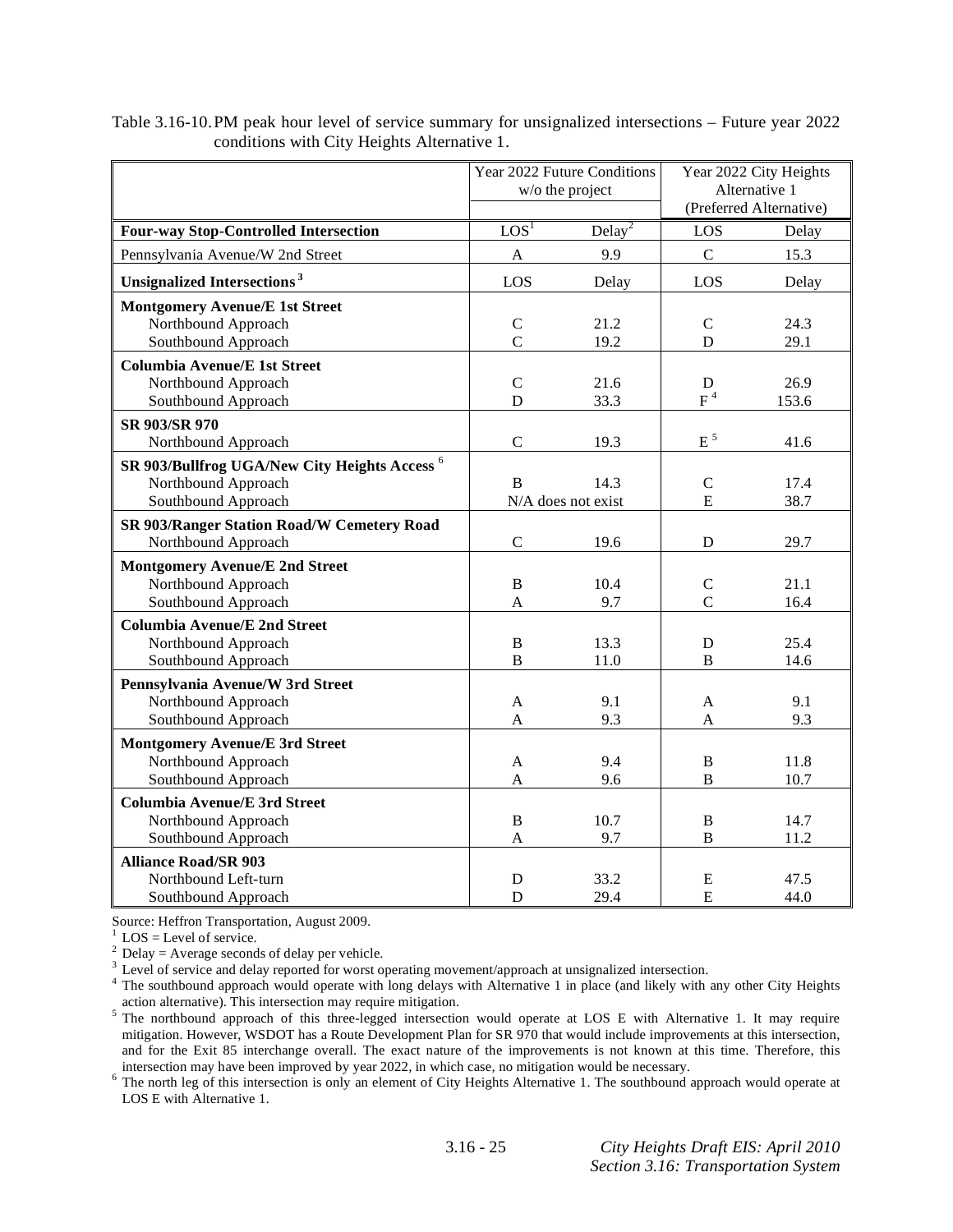Table 3.16-10. PM peak hour level of service summary for unsignalized intersections – Future year 2022 conditions with City Heights Alternative 1.

| | Year 2022 Future Conditions w/o the project | | Year 2022 City Heights Alternative 1 (Preferred Alternative) | |
|---|---|---|---|---|
| **Four-way Stop-Controlled Intersection** | LOS[1] | Delay[2] | LOS | Delay |
| Pennsylvania Avenue/W 2nd Street | A | 9.9 | C | 15.3 |
| **Unsignalized Intersections [3]** | LOS | Delay | LOS | Delay |
| **Montgomery Avenue/E 1st Street** | | | | |
| Northbound Approach | C | 21.2 | C | 24.3 |
| Southbound Approach | C | 19.2 | D | 29.1 |
| **Columbia Avenue/E 1st Street** | | | | |
| Northbound Approach | C | 21.6 | D | 26.9 |
| Southbound Approach | D | 33.3 | F [4] | 153.6 |
| **SR 903/SR 970** | | | | |
| Northbound Approach | C | 19.3 | E [5] | 41.6 |
| **SR 903/Bullfrog UGA/New City Heights Access [6]** | | | | |
| Northbound Approach | B | 14.3 | C | 17.4 |
| Southbound Approach | N/A does not exist | | E | 38.7 |
| **SR 903/Ranger Station Road/W Cemetery Road** | | | | |
| Northbound Approach | C | 19.6 | D | 29.7 |
| **Montgomery Avenue/E 2nd Street** | | | | |
| Northbound Approach | B | 10.4 | C | 21.1 |
| Southbound Approach | A | 9.7 | C | 16.4 |
| **Columbia Avenue/E 2nd Street** | | | | |
| Northbound Approach | B | 13.3 | D | 25.4 |
| Southbound Approach | B | 11.0 | B | 14.6 |
| **Pennsylvania Avenue/W 3rd Street** | | | | |
| Northbound Approach | A | 9.1 | A | 9.1 |
| Southbound Approach | A | 9.3 | A | 9.3 |
| **Montgomery Avenue/E 3rd Street** | | | | |
| Northbound Approach | A | 9.4 | B | 11.8 |
| Southbound Approach | A | 9.6 | B | 10.7 |
| **Columbia Avenue/E 3rd Street** | | | | |
| Northbound Approach | B | 10.7 | B | 14.7 |
| Southbound Approach | A | 9.7 | B | 11.2 |
| **Alliance Road/SR 903** | | | | |
| Northbound Left-turn | D | 33.2 | E | 47.5 |
| Southbound Approach | D | 29.4 | E | 44.0 |

Source: Heffron Transportation, August 2009.

[1] LOS = Level of service.

[2] Delay = Average seconds of delay per vehicle.

[3] Level of service and delay reported for worst operating movement/approach at unsignalized intersection.

[4] The southbound approach would operate with long delays with Alternative 1 in place (and likely with any other City Heights action alternative). This intersection may require mitigation.

[5] The northbound approach of this three-legged intersection would operate at LOS E with Alternative 1. It may require mitigation. However, WSDOT has a Route Development Plan for SR 970 that would include improvements at this intersection, and for the Exit 85 interchange overall. The exact nature of the improvements is not known at this time. Therefore, this intersection may have been improved by year 2022, in which case, no mitigation would be necessary.

[6] The north leg of this intersection is only an element of City Heights Alternative 1. The southbound approach would operate at LOS E with Alternative 1.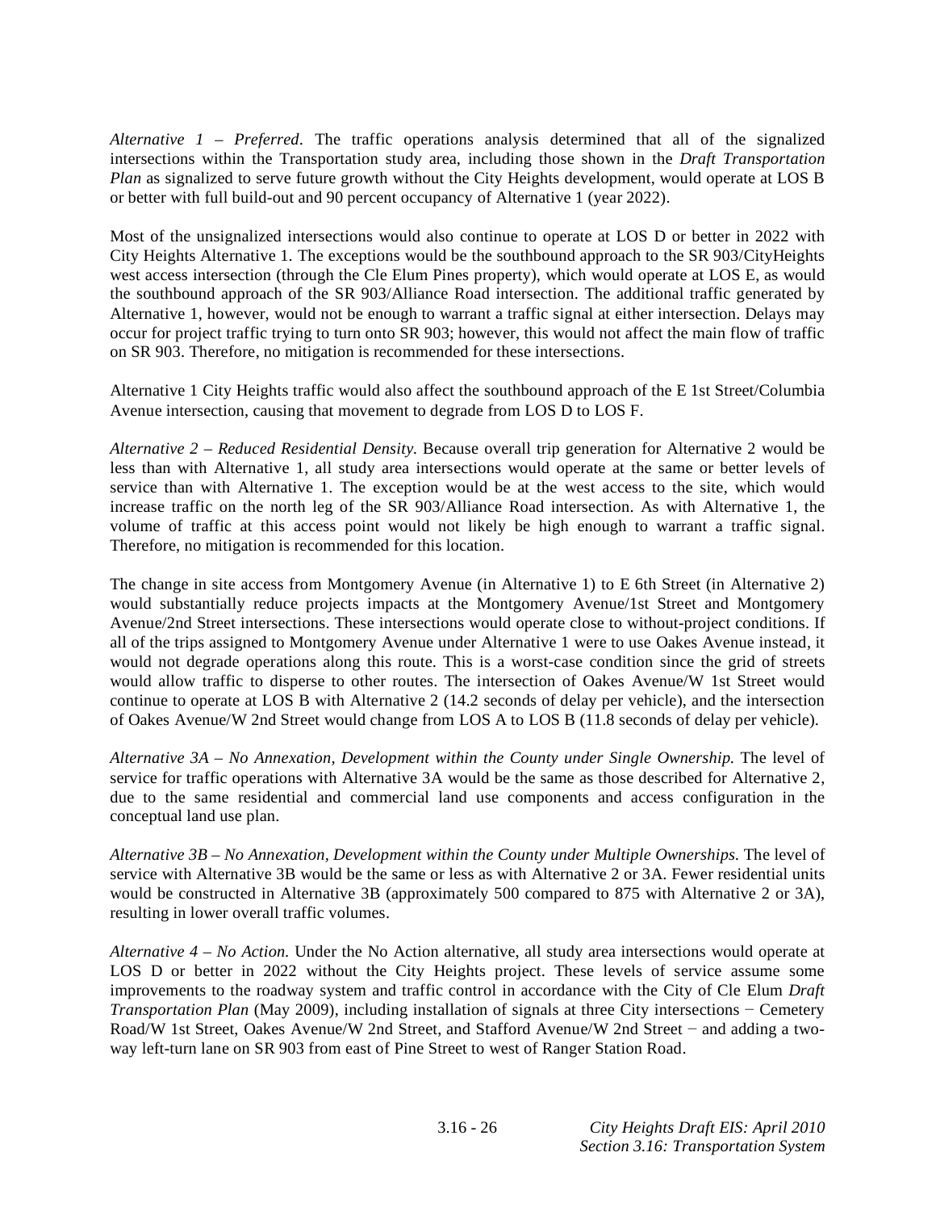*Alternative 1 – Preferred*. The traffic operations analysis determined that all of the signalized intersections within the Transportation study area, including those shown in the *Draft Transportation Plan* as signalized to serve future growth without the City Heights development, would operate at LOS B or better with full build-out and 90 percent occupancy of Alternative 1 (year 2022).

Most of the unsignalized intersections would also continue to operate at LOS D or better in 2022 with City Heights Alternative 1. The exceptions would be the southbound approach to the SR 903/CityHeights west access intersection (through the Cle Elum Pines property), which would operate at LOS E, as would the southbound approach of the SR 903/Alliance Road intersection. The additional traffic generated by Alternative 1, however, would not be enough to warrant a traffic signal at either intersection. Delays may occur for project traffic trying to turn onto SR 903; however, this would not affect the main flow of traffic on SR 903. Therefore, no mitigation is recommended for these intersections.

Alternative 1 City Heights traffic would also affect the southbound approach of the E 1st Street/Columbia Avenue intersection, causing that movement to degrade from LOS D to LOS F.

*Alternative 2 – Reduced Residential Density.* Because overall trip generation for Alternative 2 would be less than with Alternative 1, all study area intersections would operate at the same or better levels of service than with Alternative 1. The exception would be at the west access to the site, which would increase traffic on the north leg of the SR 903/Alliance Road intersection. As with Alternative 1, the volume of traffic at this access point would not likely be high enough to warrant a traffic signal. Therefore, no mitigation is recommended for this location.

The change in site access from Montgomery Avenue (in Alternative 1) to E 6th Street (in Alternative 2) would substantially reduce projects impacts at the Montgomery Avenue/1st Street and Montgomery Avenue/2nd Street intersections. These intersections would operate close to without-project conditions. If all of the trips assigned to Montgomery Avenue under Alternative 1 were to use Oakes Avenue instead, it would not degrade operations along this route. This is a worst-case condition since the grid of streets would allow traffic to disperse to other routes. The intersection of Oakes Avenue/W 1st Street would continue to operate at LOS B with Alternative 2 (14.2 seconds of delay per vehicle), and the intersection of Oakes Avenue/W 2nd Street would change from LOS A to LOS B (11.8 seconds of delay per vehicle).

*Alternative 3A – No Annexation, Development within the County under Single Ownership.* The level of service for traffic operations with Alternative 3A would be the same as those described for Alternative 2, due to the same residential and commercial land use components and access configuration in the conceptual land use plan.

*Alternative 3B – No Annexation, Development within the County under Multiple Ownerships.* The level of service with Alternative 3B would be the same or less as with Alternative 2 or 3A. Fewer residential units would be constructed in Alternative 3B (approximately 500 compared to 875 with Alternative 2 or 3A), resulting in lower overall traffic volumes.

*Alternative 4 – No Action.* Under the No Action alternative, all study area intersections would operate at LOS D or better in 2022 without the City Heights project. These levels of service assume some improvements to the roadway system and traffic control in accordance with the City of Cle Elum *Draft Transportation Plan* (May 2009), including installation of signals at three City intersections − Cemetery Road/W 1st Street, Oakes Avenue/W 2nd Street, and Stafford Avenue/W 2nd Street − and adding a two-way left-turn lane on SR 903 from east of Pine Street to west of Ranger Station Road.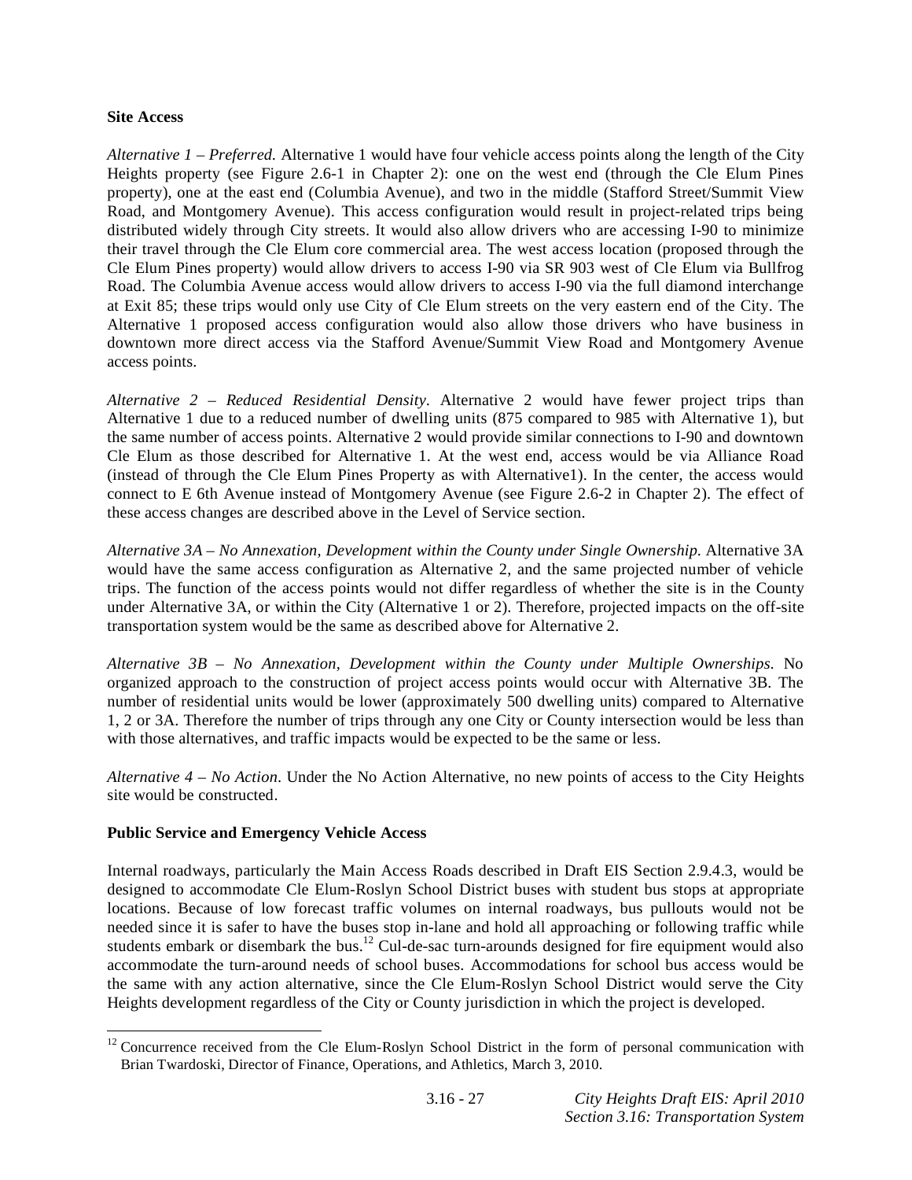**Site Access**

*Alternative 1 – Preferred.* Alternative 1 would have four vehicle access points along the length of the City Heights property (see Figure 2.6-1 in Chapter 2): one on the west end (through the Cle Elum Pines property), one at the east end (Columbia Avenue), and two in the middle (Stafford Street/Summit View Road, and Montgomery Avenue). This access configuration would result in project-related trips being distributed widely through City streets. It would also allow drivers who are accessing I-90 to minimize their travel through the Cle Elum core commercial area. The west access location (proposed through the Cle Elum Pines property) would allow drivers to access I-90 via SR 903 west of Cle Elum via Bullfrog Road. The Columbia Avenue access would allow drivers to access I-90 via the full diamond interchange at Exit 85; these trips would only use City of Cle Elum streets on the very eastern end of the City. The Alternative 1 proposed access configuration would also allow those drivers who have business in downtown more direct access via the Stafford Avenue/Summit View Road and Montgomery Avenue access points.

*Alternative 2 – Reduced Residential Density.* Alternative 2 would have fewer project trips than Alternative 1 due to a reduced number of dwelling units (875 compared to 985 with Alternative 1), but the same number of access points. Alternative 2 would provide similar connections to I-90 and downtown Cle Elum as those described for Alternative 1. At the west end, access would be via Alliance Road (instead of through the Cle Elum Pines Property as with Alternative1). In the center, the access would connect to E 6th Avenue instead of Montgomery Avenue (see Figure 2.6-2 in Chapter 2). The effect of these access changes are described above in the Level of Service section.

*Alternative 3A – No Annexation, Development within the County under Single Ownership.* Alternative 3A would have the same access configuration as Alternative 2, and the same projected number of vehicle trips. The function of the access points would not differ regardless of whether the site is in the County under Alternative 3A, or within the City (Alternative 1 or 2). Therefore, projected impacts on the off-site transportation system would be the same as described above for Alternative 2.

*Alternative 3B – No Annexation, Development within the County under Multiple Ownerships.* No organized approach to the construction of project access points would occur with Alternative 3B. The number of residential units would be lower (approximately 500 dwelling units) compared to Alternative 1, 2 or 3A. Therefore the number of trips through any one City or County intersection would be less than with those alternatives, and traffic impacts would be expected to be the same or less.

*Alternative 4 – No Action.* Under the No Action Alternative, no new points of access to the City Heights site would be constructed.

**Public Service and Emergency Vehicle Access**

Internal roadways, particularly the Main Access Roads described in Draft EIS Section 2.9.4.3, would be designed to accommodate Cle Elum-Roslyn School District buses with student bus stops at appropriate locations. Because of low forecast traffic volumes on internal roadways, bus pullouts would not be needed since it is safer to have the buses stop in-lane and hold all approaching or following traffic while students embark or disembark the bus.[12] Cul-de-sac turn-arounds designed for fire equipment would also accommodate the turn-around needs of school buses. Accommodations for school bus access would be the same with any action alternative, since the Cle Elum-Roslyn School District would serve the City Heights development regardless of the City or County jurisdiction in which the project is developed.

[12] Concurrence received from the Cle Elum-Roslyn School District in the form of personal communication with Brian Twardoski, Director of Finance, Operations, and Athletics, March 3, 2010.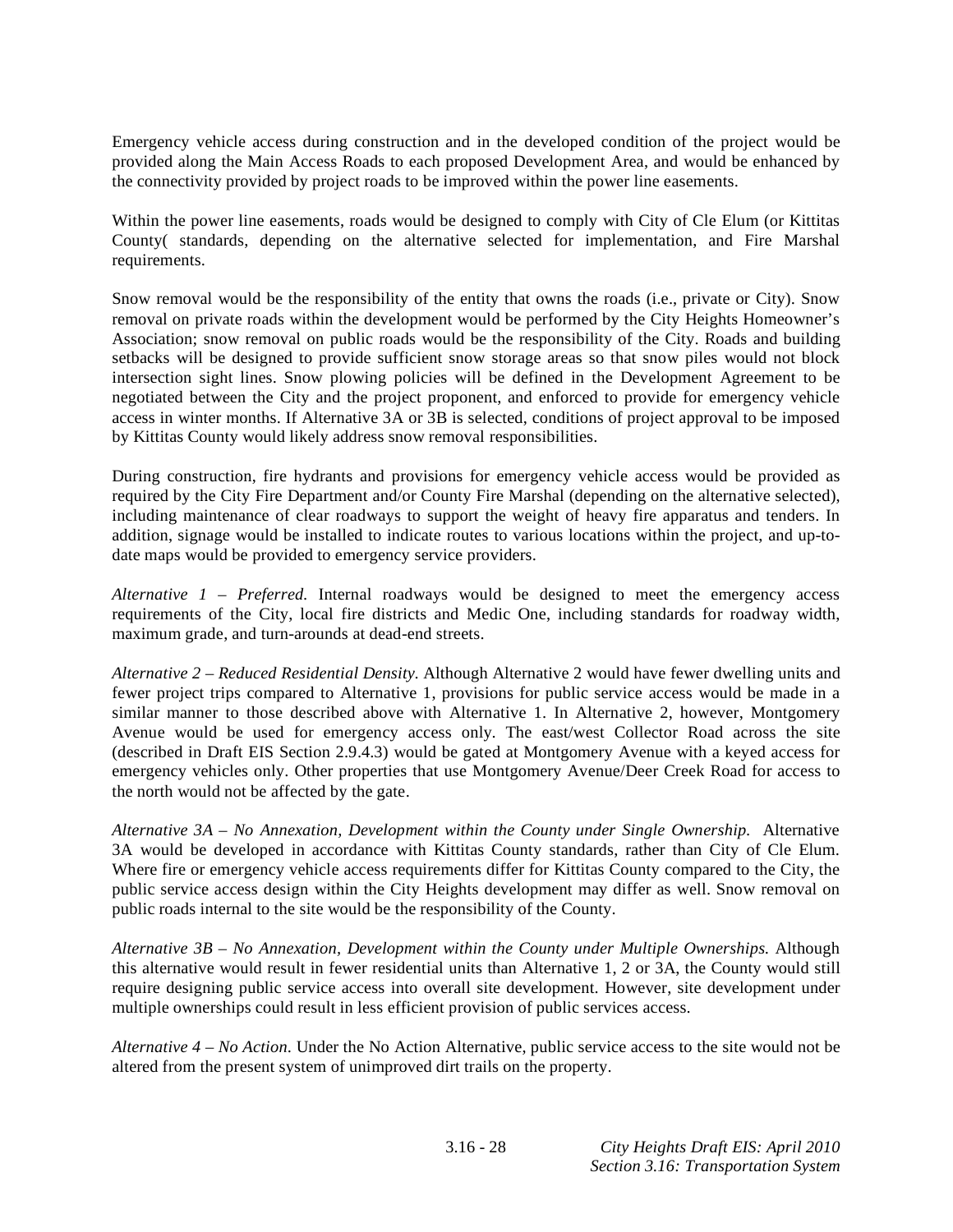Emergency vehicle access during construction and in the developed condition of the project would be provided along the Main Access Roads to each proposed Development Area, and would be enhanced by the connectivity provided by project roads to be improved within the power line easements.

Within the power line easements, roads would be designed to comply with City of Cle Elum (or Kittitas County( standards, depending on the alternative selected for implementation, and Fire Marshal requirements.

Snow removal would be the responsibility of the entity that owns the roads (i.e., private or City). Snow removal on private roads within the development would be performed by the City Heights Homeowner's Association; snow removal on public roads would be the responsibility of the City. Roads and building setbacks will be designed to provide sufficient snow storage areas so that snow piles would not block intersection sight lines. Snow plowing policies will be defined in the Development Agreement to be negotiated between the City and the project proponent, and enforced to provide for emergency vehicle access in winter months. If Alternative 3A or 3B is selected, conditions of project approval to be imposed by Kittitas County would likely address snow removal responsibilities.

During construction, fire hydrants and provisions for emergency vehicle access would be provided as required by the City Fire Department and/or County Fire Marshal (depending on the alternative selected), including maintenance of clear roadways to support the weight of heavy fire apparatus and tenders. In addition, signage would be installed to indicate routes to various locations within the project, and up-to-date maps would be provided to emergency service providers.

*Alternative 1 – Preferred.* Internal roadways would be designed to meet the emergency access requirements of the City, local fire districts and Medic One, including standards for roadway width, maximum grade, and turn-arounds at dead-end streets.

*Alternative 2 – Reduced Residential Density.* Although Alternative 2 would have fewer dwelling units and fewer project trips compared to Alternative 1, provisions for public service access would be made in a similar manner to those described above with Alternative 1. In Alternative 2, however, Montgomery Avenue would be used for emergency access only. The east/west Collector Road across the site (described in Draft EIS Section 2.9.4.3) would be gated at Montgomery Avenue with a keyed access for emergency vehicles only. Other properties that use Montgomery Avenue/Deer Creek Road for access to the north would not be affected by the gate.

*Alternative 3A – No Annexation, Development within the County under Single Ownership.* Alternative 3A would be developed in accordance with Kittitas County standards, rather than City of Cle Elum. Where fire or emergency vehicle access requirements differ for Kittitas County compared to the City, the public service access design within the City Heights development may differ as well. Snow removal on public roads internal to the site would be the responsibility of the County.

*Alternative 3B – No Annexation, Development within the County under Multiple Ownerships.* Although this alternative would result in fewer residential units than Alternative 1, 2 or 3A, the County would still require designing public service access into overall site development. However, site development under multiple ownerships could result in less efficient provision of public services access.

*Alternative 4 – No Action.* Under the No Action Alternative, public service access to the site would not be altered from the present system of unimproved dirt trails on the property.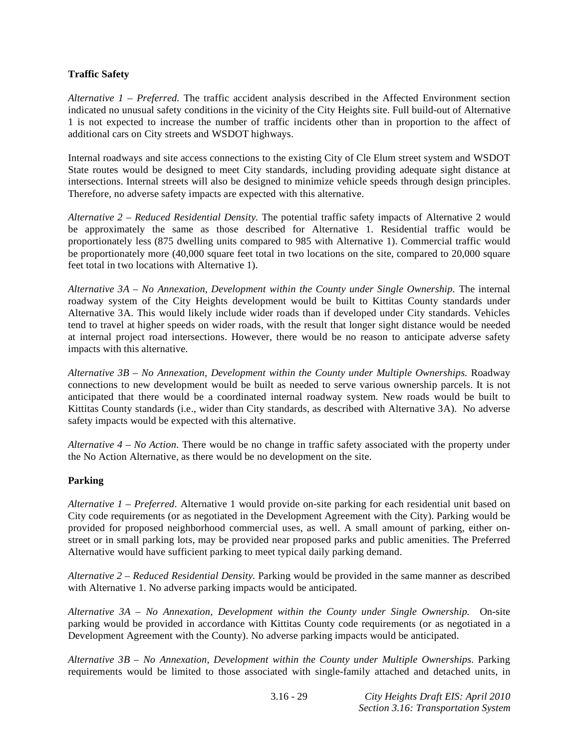### Traffic Safety

*Alternative 1 – Preferred.* The traffic accident analysis described in the Affected Environment section indicated no unusual safety conditions in the vicinity of the City Heights site. Full build-out of Alternative 1 is not expected to increase the number of traffic incidents other than in proportion to the affect of additional cars on City streets and WSDOT highways.

Internal roadways and site access connections to the existing City of Cle Elum street system and WSDOT State routes would be designed to meet City standards, including providing adequate sight distance at intersections. Internal streets will also be designed to minimize vehicle speeds through design principles. Therefore, no adverse safety impacts are expected with this alternative.

*Alternative 2 – Reduced Residential Density.* The potential traffic safety impacts of Alternative 2 would be approximately the same as those described for Alternative 1. Residential traffic would be proportionately less (875 dwelling units compared to 985 with Alternative 1). Commercial traffic would be proportionately more (40,000 square feet total in two locations on the site, compared to 20,000 square feet total in two locations with Alternative 1).

*Alternative 3A – No Annexation, Development within the County under Single Ownership.* The internal roadway system of the City Heights development would be built to Kittitas County standards under Alternative 3A. This would likely include wider roads than if developed under City standards. Vehicles tend to travel at higher speeds on wider roads, with the result that longer sight distance would be needed at internal project road intersections. However, there would be no reason to anticipate adverse safety impacts with this alternative.

*Alternative 3B – No Annexation, Development within the County under Multiple Ownerships.* Roadway connections to new development would be built as needed to serve various ownership parcels. It is not anticipated that there would be a coordinated internal roadway system. New roads would be built to Kittitas County standards (i.e., wider than City standards, as described with Alternative 3A). No adverse safety impacts would be expected with this alternative.

*Alternative 4 – No Action*. There would be no change in traffic safety associated with the property under the No Action Alternative, as there would be no development on the site.

### Parking

*Alternative 1 – Preferred*. Alternative 1 would provide on-site parking for each residential unit based on City code requirements (or as negotiated in the Development Agreement with the City). Parking would be provided for proposed neighborhood commercial uses, as well. A small amount of parking, either on-street or in small parking lots, may be provided near proposed parks and public amenities. The Preferred Alternative would have sufficient parking to meet typical daily parking demand.

*Alternative 2 – Reduced Residential Density.* Parking would be provided in the same manner as described with Alternative 1. No adverse parking impacts would be anticipated.

*Alternative 3A – No Annexation, Development within the County under Single Ownership.* On-site parking would be provided in accordance with Kittitas County code requirements (or as negotiated in a Development Agreement with the County). No adverse parking impacts would be anticipated.

*Alternative 3B – No Annexation, Development within the County under Multiple Ownerships.* Parking requirements would be limited to those associated with single-family attached and detached units, in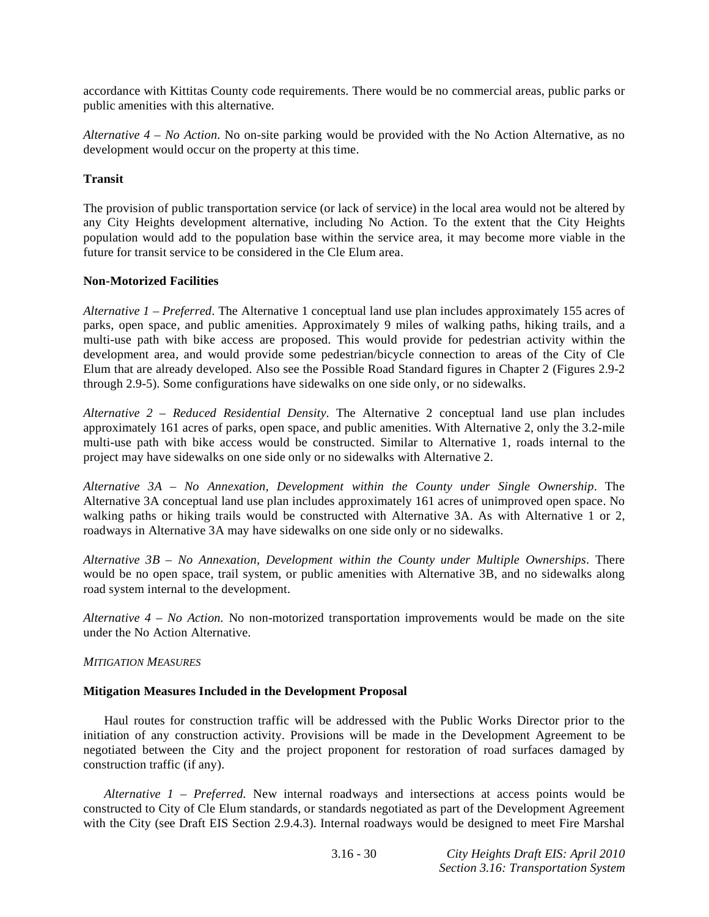accordance with Kittitas County code requirements. There would be no commercial areas, public parks or public amenities with this alternative.

*Alternative 4 – No Action*. No on-site parking would be provided with the No Action Alternative, as no development would occur on the property at this time.

**Transit**

The provision of public transportation service (or lack of service) in the local area would not be altered by any City Heights development alternative, including No Action. To the extent that the City Heights population would add to the population base within the service area, it may become more viable in the future for transit service to be considered in the Cle Elum area.

**Non-Motorized Facilities**

*Alternative 1 – Preferred*. The Alternative 1 conceptual land use plan includes approximately 155 acres of parks, open space, and public amenities. Approximately 9 miles of walking paths, hiking trails, and a multi-use path with bike access are proposed. This would provide for pedestrian activity within the development area, and would provide some pedestrian/bicycle connection to areas of the City of Cle Elum that are already developed. Also see the Possible Road Standard figures in Chapter 2 (Figures 2.9-2 through 2.9-5). Some configurations have sidewalks on one side only, or no sidewalks.

*Alternative 2 – Reduced Residential Density*. The Alternative 2 conceptual land use plan includes approximately 161 acres of parks, open space, and public amenities. With Alternative 2, only the 3.2-mile multi-use path with bike access would be constructed. Similar to Alternative 1, roads internal to the project may have sidewalks on one side only or no sidewalks with Alternative 2.

*Alternative 3A – No Annexation, Development within the County under Single Ownership*. The Alternative 3A conceptual land use plan includes approximately 161 acres of unimproved open space. No walking paths or hiking trails would be constructed with Alternative 3A. As with Alternative 1 or 2, roadways in Alternative 3A may have sidewalks on one side only or no sidewalks.

*Alternative 3B – No Annexation, Development within the County under Multiple Ownerships*. There would be no open space, trail system, or public amenities with Alternative 3B, and no sidewalks along road system internal to the development.

*Alternative 4 – No Action.* No non-motorized transportation improvements would be made on the site under the No Action Alternative.

*MITIGATION MEASURES*

**Mitigation Measures Included in the Development Proposal**

Haul routes for construction traffic will be addressed with the Public Works Director prior to the initiation of any construction activity. Provisions will be made in the Development Agreement to be negotiated between the City and the project proponent for restoration of road surfaces damaged by construction traffic (if any).

*Alternative 1 – Preferred.* New internal roadways and intersections at access points would be constructed to City of Cle Elum standards, or standards negotiated as part of the Development Agreement with the City (see Draft EIS Section 2.9.4.3). Internal roadways would be designed to meet Fire Marshal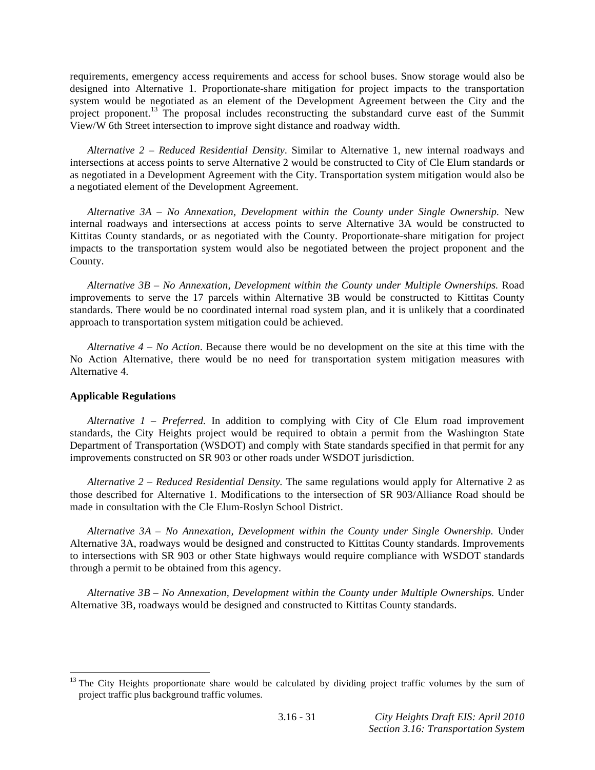requirements, emergency access requirements and access for school buses. Snow storage would also be designed into Alternative 1. Proportionate-share mitigation for project impacts to the transportation system would be negotiated as an element of the Development Agreement between the City and the project proponent.[13] The proposal includes reconstructing the substandard curve east of the Summit View/W 6th Street intersection to improve sight distance and roadway width.

*Alternative 2 – Reduced Residential Density*. Similar to Alternative 1, new internal roadways and intersections at access points to serve Alternative 2 would be constructed to City of Cle Elum standards or as negotiated in a Development Agreement with the City. Transportation system mitigation would also be a negotiated element of the Development Agreement.

*Alternative 3A – No Annexation, Development within the County under Single Ownership.* New internal roadways and intersections at access points to serve Alternative 3A would be constructed to Kittitas County standards, or as negotiated with the County. Proportionate-share mitigation for project impacts to the transportation system would also be negotiated between the project proponent and the County.

*Alternative 3B – No Annexation, Development within the County under Multiple Ownerships.* Road improvements to serve the 17 parcels within Alternative 3B would be constructed to Kittitas County standards. There would be no coordinated internal road system plan, and it is unlikely that a coordinated approach to transportation system mitigation could be achieved.

*Alternative 4 – No Action.* Because there would be no development on the site at this time with the No Action Alternative, there would be no need for transportation system mitigation measures with Alternative 4.

**Applicable Regulations**

*Alternative 1 – Preferred.* In addition to complying with City of Cle Elum road improvement standards, the City Heights project would be required to obtain a permit from the Washington State Department of Transportation (WSDOT) and comply with State standards specified in that permit for any improvements constructed on SR 903 or other roads under WSDOT jurisdiction.

*Alternative 2 – Reduced Residential Density.* The same regulations would apply for Alternative 2 as those described for Alternative 1. Modifications to the intersection of SR 903/Alliance Road should be made in consultation with the Cle Elum-Roslyn School District.

*Alternative 3A – No Annexation, Development within the County under Single Ownership.* Under Alternative 3A, roadways would be designed and constructed to Kittitas County standards. Improvements to intersections with SR 903 or other State highways would require compliance with WSDOT standards through a permit to be obtained from this agency.

*Alternative 3B – No Annexation, Development within the County under Multiple Ownerships.* Under Alternative 3B, roadways would be designed and constructed to Kittitas County standards.

---

[13] The City Heights proportionate share would be calculated by dividing project traffic volumes by the sum of project traffic plus background traffic volumes.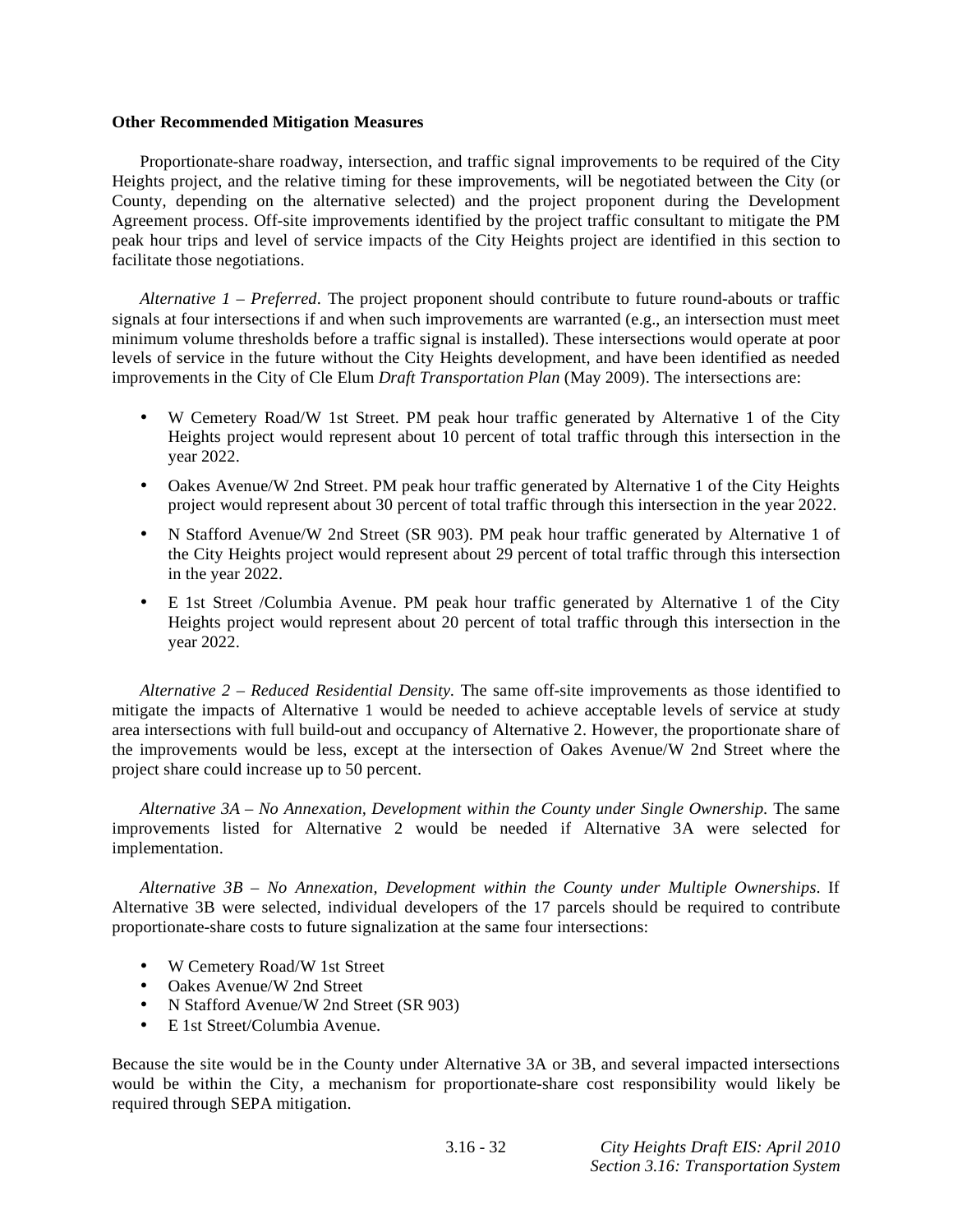**Other Recommended Mitigation Measures**

Proportionate-share roadway, intersection, and traffic signal improvements to be required of the City Heights project, and the relative timing for these improvements, will be negotiated between the City (or County, depending on the alternative selected) and the project proponent during the Development Agreement process. Off-site improvements identified by the project traffic consultant to mitigate the PM peak hour trips and level of service impacts of the City Heights project are identified in this section to facilitate those negotiations.

*Alternative 1 – Preferred*. The project proponent should contribute to future round-abouts or traffic signals at four intersections if and when such improvements are warranted (e.g., an intersection must meet minimum volume thresholds before a traffic signal is installed). These intersections would operate at poor levels of service in the future without the City Heights development, and have been identified as needed improvements in the City of Cle Elum *Draft Transportation Plan* (May 2009). The intersections are:

- W Cemetery Road/W 1st Street. PM peak hour traffic generated by Alternative 1 of the City Heights project would represent about 10 percent of total traffic through this intersection in the year 2022.
- Oakes Avenue/W 2nd Street. PM peak hour traffic generated by Alternative 1 of the City Heights project would represent about 30 percent of total traffic through this intersection in the year 2022.
- N Stafford Avenue/W 2nd Street (SR 903). PM peak hour traffic generated by Alternative 1 of the City Heights project would represent about 29 percent of total traffic through this intersection in the year 2022.
- E 1st Street /Columbia Avenue. PM peak hour traffic generated by Alternative 1 of the City Heights project would represent about 20 percent of total traffic through this intersection in the year 2022.

*Alternative 2 – Reduced Residential Density.* The same off-site improvements as those identified to mitigate the impacts of Alternative 1 would be needed to achieve acceptable levels of service at study area intersections with full build-out and occupancy of Alternative 2. However, the proportionate share of the improvements would be less, except at the intersection of Oakes Avenue/W 2nd Street where the project share could increase up to 50 percent.

*Alternative 3A – No Annexation, Development within the County under Single Ownership.* The same improvements listed for Alternative 2 would be needed if Alternative 3A were selected for implementation.

*Alternative 3B – No Annexation, Development within the County under Multiple Ownerships*. If Alternative 3B were selected, individual developers of the 17 parcels should be required to contribute proportionate-share costs to future signalization at the same four intersections:

- W Cemetery Road/W 1st Street
- Oakes Avenue/W 2nd Street
- N Stafford Avenue/W 2nd Street (SR 903)
- E 1st Street/Columbia Avenue.

Because the site would be in the County under Alternative 3A or 3B, and several impacted intersections would be within the City, a mechanism for proportionate-share cost responsibility would likely be required through SEPA mitigation.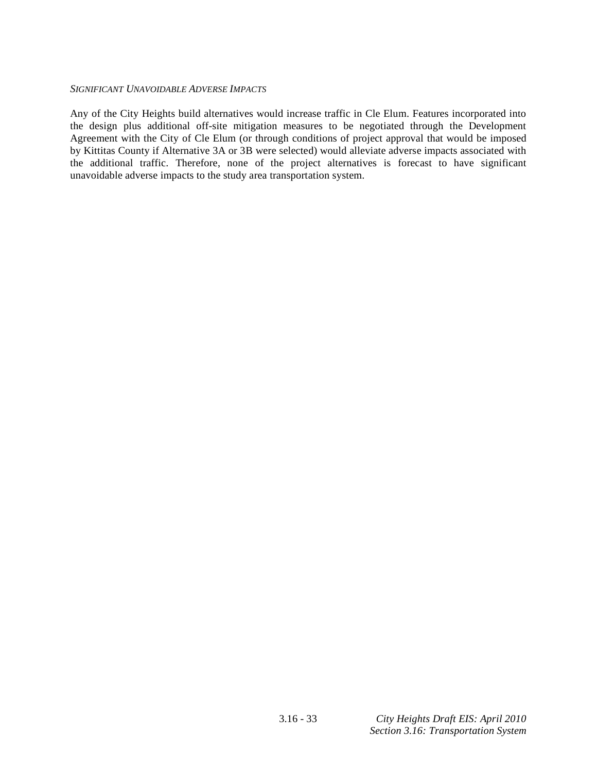*SIGNIFICANT UNAVOIDABLE ADVERSE IMPACTS*

Any of the City Heights build alternatives would increase traffic in Cle Elum. Features incorporated into the design plus additional off-site mitigation measures to be negotiated through the Development Agreement with the City of Cle Elum (or through conditions of project approval that would be imposed by Kittitas County if Alternative 3A or 3B were selected) would alleviate adverse impacts associated with the additional traffic. Therefore, none of the project alternatives is forecast to have significant unavoidable adverse impacts to the study area transportation system.